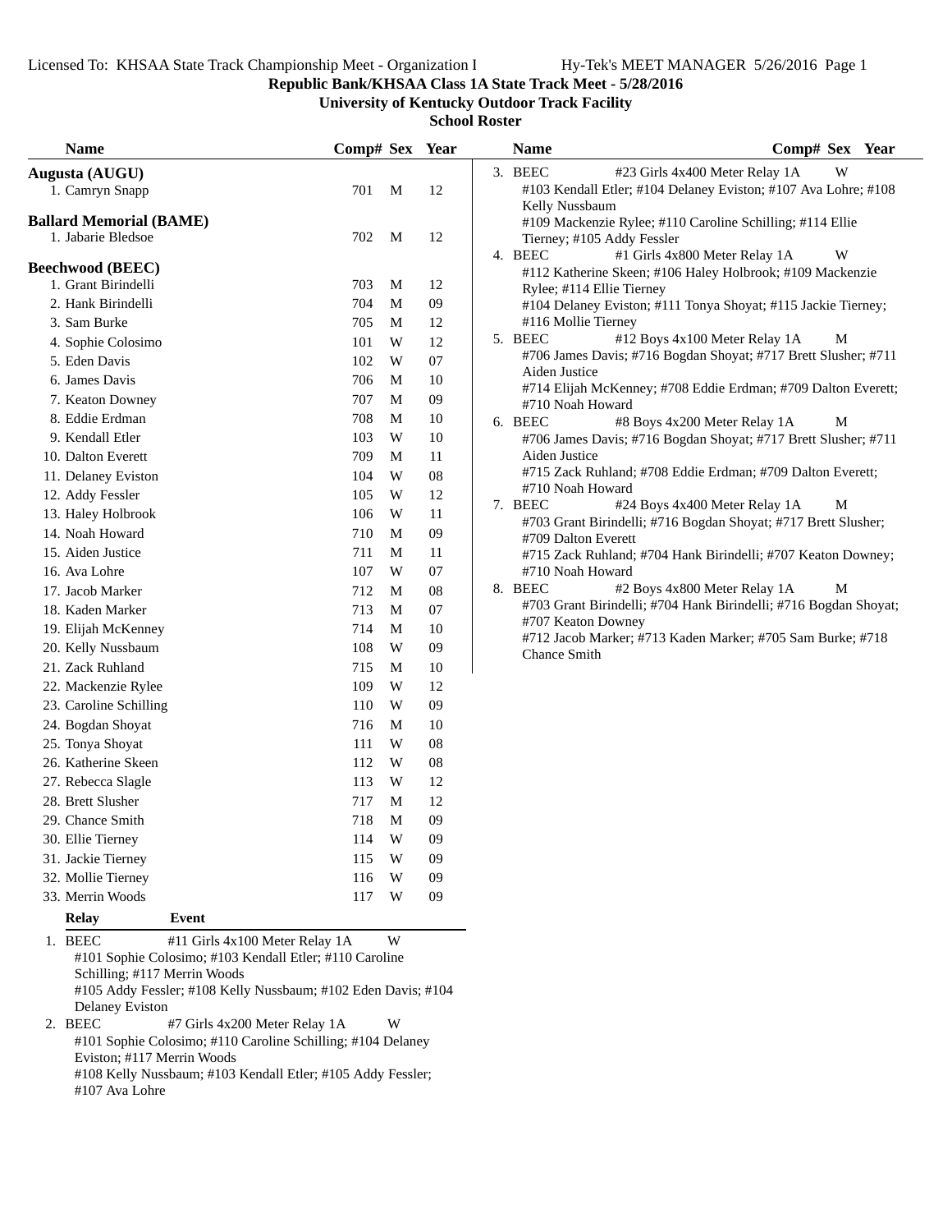# Republic Bank/KHSAA Class 1A State Track Meet - 5/28/2016

## University of Kentucky Outdoor Track Facility

### School Roster

| Name | Comp# | Sex | Year |
|---|---|---|---|
| **Augusta (AUGU)** | | | |
| 1. Camryn Snapp | 701 | M | 12 |
| **Ballard Memorial (BAME)** | | | |
| 1. Jabarie Bledsoe | 702 | M | 12 |
| **Beechwood (BEEC)** | | | |
| 1. Grant Birindelli | 703 | M | 12 |
| 2. Hank Birindelli | 704 | M | 09 |
| 3. Sam Burke | 705 | M | 12 |
| 4. Sophie Colosimo | 101 | W | 12 |
| 5. Eden Davis | 102 | W | 07 |
| 6. James Davis | 706 | M | 10 |
| 7. Keaton Downey | 707 | M | 09 |
| 8. Eddie Erdman | 708 | M | 10 |
| 9. Kendall Etler | 103 | W | 10 |
| 10. Dalton Everett | 709 | M | 11 |
| 11. Delaney Eviston | 104 | W | 08 |
| 12. Addy Fessler | 105 | W | 12 |
| 13. Haley Holbrook | 106 | W | 11 |
| 14. Noah Howard | 710 | M | 09 |
| 15. Aiden Justice | 711 | M | 11 |
| 16. Ava Lohre | 107 | W | 07 |
| 17. Jacob Marker | 712 | M | 08 |
| 18. Kaden Marker | 713 | M | 07 |
| 19. Elijah McKenney | 714 | M | 10 |
| 20. Kelly Nussbaum | 108 | W | 09 |
| 21. Zack Ruhland | 715 | M | 10 |
| 22. Mackenzie Rylee | 109 | W | 12 |
| 23. Caroline Schilling | 110 | W | 09 |
| 24. Bogdan Shoyat | 716 | M | 10 |
| 25. Tonya Shoyat | 111 | W | 08 |
| 26. Katherine Skeen | 112 | W | 08 |
| 27. Rebecca Slagle | 113 | W | 12 |
| 28. Brett Slusher | 717 | M | 12 |
| 29. Chance Smith | 718 | M | 09 |
| 30. Ellie Tierney | 114 | W | 09 |
| 31. Jackie Tierney | 115 | W | 09 |
| 32. Mollie Tierney | 116 | W | 09 |
| 33. Merrin Woods | 117 | W | 09 |

| Relay | Event | |
|---|---|---|
| 1. BEEC | #11 Girls 4x100 Meter Relay 1A | W |

#101 Sophie Colosimo; #103 Kendall Etler; #110 Caroline Schilling; #117 Merrin Woods
#105 Addy Fessler; #108 Kelly Nussbaum; #102 Eden Davis; #104 Delaney Eviston

2. BEEC — #7 Girls 4x200 Meter Relay 1A — W
#101 Sophie Colosimo; #110 Caroline Schilling; #104 Delaney Eviston; #117 Merrin Woods
#108 Kelly Nussbaum; #103 Kendall Etler; #105 Addy Fessler; #107 Ava Lohre

3. BEEC — #23 Girls 4x400 Meter Relay 1A — W
#103 Kendall Etler; #104 Delaney Eviston; #107 Ava Lohre; #108 Kelly Nussbaum
#109 Mackenzie Rylee; #110 Caroline Schilling; #114 Ellie Tierney; #105 Addy Fessler

4. BEEC — #1 Girls 4x800 Meter Relay 1A — W
#112 Katherine Skeen; #106 Haley Holbrook; #109 Mackenzie Rylee; #114 Ellie Tierney
#104 Delaney Eviston; #111 Tonya Shoyat; #115 Jackie Tierney; #116 Mollie Tierney

5. BEEC — #12 Boys 4x100 Meter Relay 1A — M
#706 James Davis; #716 Bogdan Shoyat; #717 Brett Slusher; #711 Aiden Justice
#714 Elijah McKenney; #708 Eddie Erdman; #709 Dalton Everett; #710 Noah Howard

6. BEEC — #8 Boys 4x200 Meter Relay 1A — M
#706 James Davis; #716 Bogdan Shoyat; #717 Brett Slusher; #711 Aiden Justice
#715 Zack Ruhland; #708 Eddie Erdman; #709 Dalton Everett; #710 Noah Howard

7. BEEC — #24 Boys 4x400 Meter Relay 1A — M
#703 Grant Birindelli; #716 Bogdan Shoyat; #717 Brett Slusher; #709 Dalton Everett
#715 Zack Ruhland; #704 Hank Birindelli; #707 Keaton Downey; #710 Noah Howard

8. BEEC — #2 Boys 4x800 Meter Relay 1A — M
#703 Grant Birindelli; #704 Hank Birindelli; #716 Bogdan Shoyat; #707 Keaton Downey
#712 Jacob Marker; #713 Kaden Marker; #705 Sam Burke; #718 Chance Smith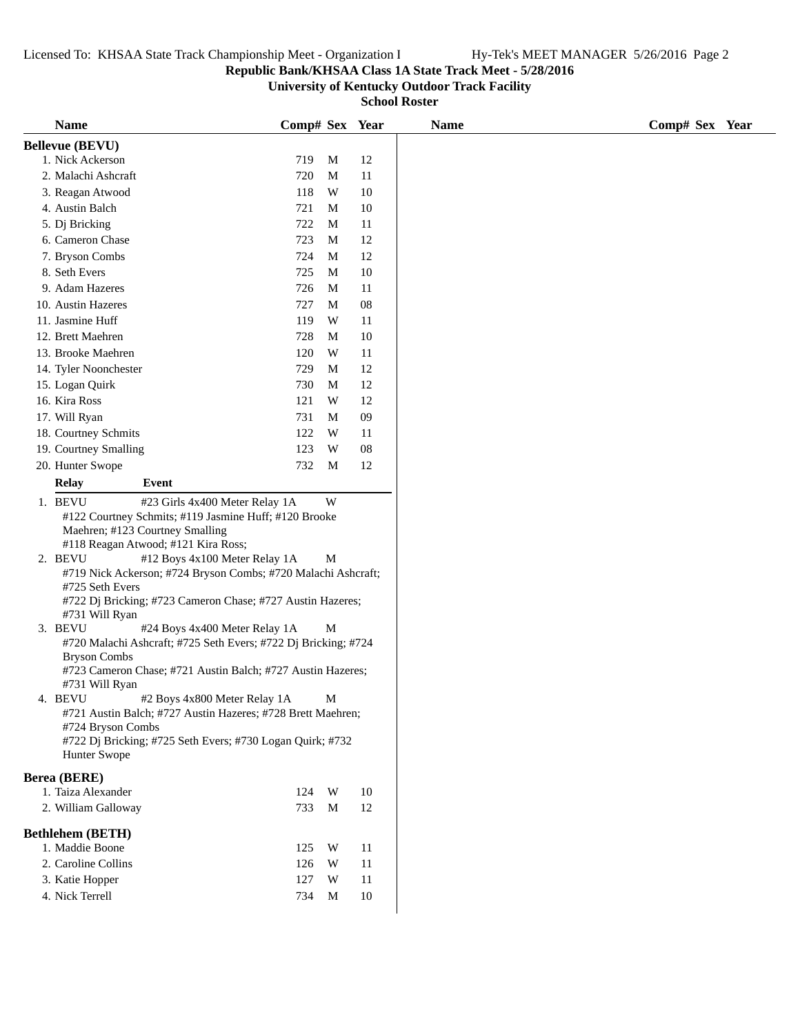# Republic Bank/KHSAA Class 1A State Track Meet - 5/28/2016

## University of Kentucky Outdoor Track Facility

### School Roster

**Bellevue (BEVU)**

| Name | Comp# | Sex | Year |
|---|---|---|---|
| 1. Nick Ackerson | 719 | M | 12 |
| 2. Malachi Ashcraft | 720 | M | 11 |
| 3. Reagan Atwood | 118 | W | 10 |
| 4. Austin Balch | 721 | M | 10 |
| 5. Dj Bricking | 722 | M | 11 |
| 6. Cameron Chase | 723 | M | 12 |
| 7. Bryson Combs | 724 | M | 12 |
| 8. Seth Evers | 725 | M | 10 |
| 9. Adam Hazeres | 726 | M | 11 |
| 10. Austin Hazeres | 727 | M | 08 |
| 11. Jasmine Huff | 119 | W | 11 |
| 12. Brett Maehren | 728 | M | 10 |
| 13. Brooke Maehren | 120 | W | 11 |
| 14. Tyler Noonchester | 729 | M | 12 |
| 15. Logan Quirk | 730 | M | 12 |
| 16. Kira Ross | 121 | W | 12 |
| 17. Will Ryan | 731 | M | 09 |
| 18. Courtney Schmits | 122 | W | 11 |
| 19. Courtney Smalling | 123 | W | 08 |
| 20. Hunter Swope | 732 | M | 12 |

| Relay | Event | |
|---|---|---|
| 1. BEVU | #23 Girls 4x400 Meter Relay 1A | W |
| | #122 Courtney Schmits; #119 Jasmine Huff; #120 Brooke Maehren; #123 Courtney Smalling<br>#118 Reagan Atwood; #121 Kira Ross; | |
| 2. BEVU | #12 Boys 4x100 Meter Relay 1A | M |
| | #719 Nick Ackerson; #724 Bryson Combs; #720 Malachi Ashcraft; #725 Seth Evers<br>#722 Dj Bricking; #723 Cameron Chase; #727 Austin Hazeres; #731 Will Ryan | |
| 3. BEVU | #24 Boys 4x400 Meter Relay 1A | M |
| | #720 Malachi Ashcraft; #725 Seth Evers; #722 Dj Bricking; #724 Bryson Combs<br>#723 Cameron Chase; #721 Austin Balch; #727 Austin Hazeres; #731 Will Ryan | |
| 4. BEVU | #2 Boys 4x800 Meter Relay 1A | M |
| | #721 Austin Balch; #727 Austin Hazeres; #728 Brett Maehren; #724 Bryson Combs<br>#722 Dj Bricking; #725 Seth Evers; #730 Logan Quirk; #732 Hunter Swope | |

**Berea (BERE)**

| Name | Comp# | Sex | Year |
|---|---|---|---|
| 1. Taiza Alexander | 124 | W | 10 |
| 2. William Galloway | 733 | M | 12 |

**Bethlehem (BETH)**

| Name | Comp# | Sex | Year |
|---|---|---|---|
| 1. Maddie Boone | 125 | W | 11 |
| 2. Caroline Collins | 126 | W | 11 |
| 3. Katie Hopper | 127 | W | 11 |
| 4. Nick Terrell | 734 | M | 10 |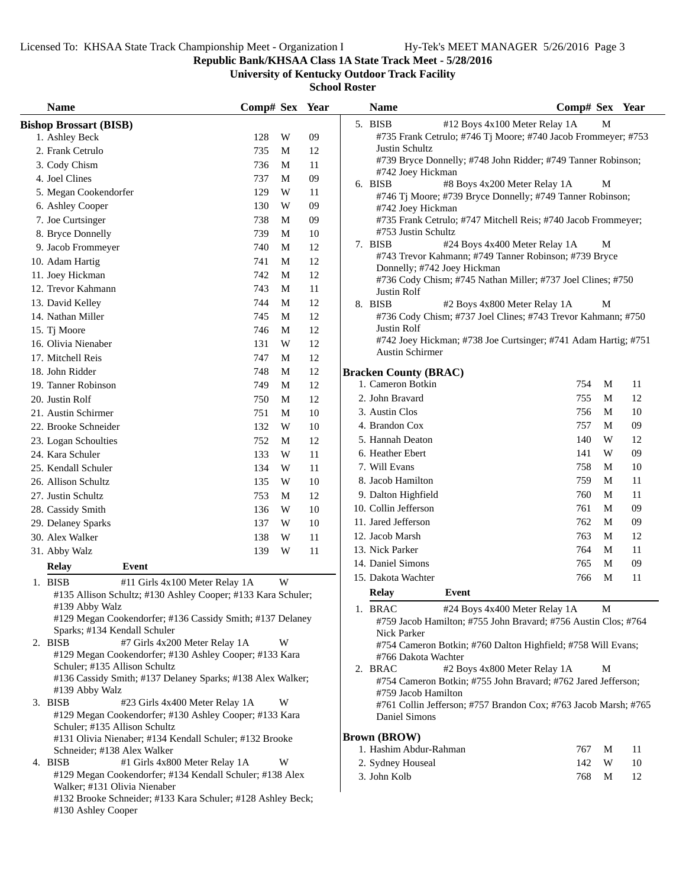Republic Bank/KHSAA Class 1A State Track Meet - 5/28/2016

University of Kentucky Outdoor Track Facility

School Roster

## Bishop Brossart (BISB)

| Name | Comp# | Sex | Year |
|---|---|---|---|
| 1. Ashley Beck | 128 | W | 09 |
| 2. Frank Cetrulo | 735 | M | 12 |
| 3. Cody Chism | 736 | M | 11 |
| 4. Joel Clines | 737 | M | 09 |
| 5. Megan Cookendorfer | 129 | W | 11 |
| 6. Ashley Cooper | 130 | W | 09 |
| 7. Joe Curtsinger | 738 | M | 09 |
| 8. Bryce Donnelly | 739 | M | 10 |
| 9. Jacob Frommeyer | 740 | M | 12 |
| 10. Adam Hartig | 741 | M | 12 |
| 11. Joey Hickman | 742 | M | 12 |
| 12. Trevor Kahmann | 743 | M | 11 |
| 13. David Kelley | 744 | M | 12 |
| 14. Nathan Miller | 745 | M | 12 |
| 15. Tj Moore | 746 | M | 12 |
| 16. Olivia Nienaber | 131 | W | 12 |
| 17. Mitchell Reis | 747 | M | 12 |
| 18. John Ridder | 748 | M | 12 |
| 19. Tanner Robinson | 749 | M | 12 |
| 20. Justin Rolf | 750 | M | 12 |
| 21. Austin Schirmer | 751 | M | 10 |
| 22. Brooke Schneider | 132 | W | 10 |
| 23. Logan Schoulties | 752 | M | 12 |
| 24. Kara Schuler | 133 | W | 11 |
| 25. Kendall Schuler | 134 | W | 11 |
| 26. Allison Schultz | 135 | W | 10 |
| 27. Justin Schultz | 753 | M | 12 |
| 28. Cassidy Smith | 136 | W | 10 |
| 29. Delaney Sparks | 137 | W | 10 |
| 30. Alex Walker | 138 | W | 11 |
| 31. Abby Walz | 139 | W | 11 |

| Relay | Event | Sex |
|---|---|---|
| 1. BISB | #11 Girls 4x100 Meter Relay 1A | W |

#135 Allison Schultz; #130 Ashley Cooper; #133 Kara Schuler; #139 Abby Walz
#129 Megan Cookendorfer; #136 Cassidy Smith; #137 Delaney Sparks; #134 Kendall Schuler

2\. BISB — #7 Girls 4x200 Meter Relay 1A — W
#129 Megan Cookendorfer; #130 Ashley Cooper; #133 Kara Schuler; #135 Allison Schultz
#136 Cassidy Smith; #137 Delaney Sparks; #138 Alex Walker; #139 Abby Walz

3\. BISB — #23 Girls 4x400 Meter Relay 1A — W
#129 Megan Cookendorfer; #130 Ashley Cooper; #133 Kara Schuler; #135 Allison Schultz
#131 Olivia Nienaber; #134 Kendall Schuler; #132 Brooke Schneider; #138 Alex Walker

4\. BISB — #1 Girls 4x800 Meter Relay 1A — W
#129 Megan Cookendorfer; #134 Kendall Schuler; #138 Alex Walker; #131 Olivia Nienaber
#132 Brooke Schneider; #133 Kara Schuler; #128 Ashley Beck; #130 Ashley Cooper

5\. BISB — #12 Boys 4x100 Meter Relay 1A — M
#735 Frank Cetrulo; #746 Tj Moore; #740 Jacob Frommeyer; #753 Justin Schultz
#739 Bryce Donnelly; #748 John Ridder; #749 Tanner Robinson; #742 Joey Hickman

6\. BISB — #8 Boys 4x200 Meter Relay 1A — M
#746 Tj Moore; #739 Bryce Donnelly; #749 Tanner Robinson; #742 Joey Hickman
#735 Frank Cetrulo; #747 Mitchell Reis; #740 Jacob Frommeyer; #753 Justin Schultz

7\. BISB — #24 Boys 4x400 Meter Relay 1A — M
#743 Trevor Kahmann; #749 Tanner Robinson; #739 Bryce Donnelly; #742 Joey Hickman
#736 Cody Chism; #745 Nathan Miller; #737 Joel Clines; #750 Justin Rolf

8\. BISB — #2 Boys 4x800 Meter Relay 1A — M
#736 Cody Chism; #737 Joel Clines; #743 Trevor Kahmann; #750 Justin Rolf
#742 Joey Hickman; #738 Joe Curtsinger; #741 Adam Hartig; #751 Austin Schirmer

## Bracken County (BRAC)

| Name | Comp# | Sex | Year |
|---|---|---|---|
| 1. Cameron Botkin | 754 | M | 11 |
| 2. John Bravard | 755 | M | 12 |
| 3. Austin Clos | 756 | M | 10 |
| 4. Brandon Cox | 757 | M | 09 |
| 5. Hannah Deaton | 140 | W | 12 |
| 6. Heather Ebert | 141 | W | 09 |
| 7. Will Evans | 758 | M | 10 |
| 8. Jacob Hamilton | 759 | M | 11 |
| 9. Dalton Highfield | 760 | M | 11 |
| 10. Collin Jefferson | 761 | M | 09 |
| 11. Jared Jefferson | 762 | M | 09 |
| 12. Jacob Marsh | 763 | M | 12 |
| 13. Nick Parker | 764 | M | 11 |
| 14. Daniel Simons | 765 | M | 09 |
| 15. Dakota Wachter | 766 | M | 11 |

| Relay | Event | Sex |
|---|---|---|
| 1. BRAC | #24 Boys 4x400 Meter Relay 1A | M |

#759 Jacob Hamilton; #755 John Bravard; #756 Austin Clos; #764 Nick Parker
#754 Cameron Botkin; #760 Dalton Highfield; #758 Will Evans; #766 Dakota Wachter

2\. BRAC — #2 Boys 4x800 Meter Relay 1A — M
#754 Cameron Botkin; #755 John Bravard; #762 Jared Jefferson; #759 Jacob Hamilton
#761 Collin Jefferson; #757 Brandon Cox; #763 Jacob Marsh; #765 Daniel Simons

## Brown (BROW)

| Name | Comp# | Sex | Year |
|---|---|---|---|
| 1. Hashim Abdur-Rahman | 767 | M | 11 |
| 2. Sydney Houseal | 142 | W | 10 |
| 3. John Kolb | 768 | M | 12 |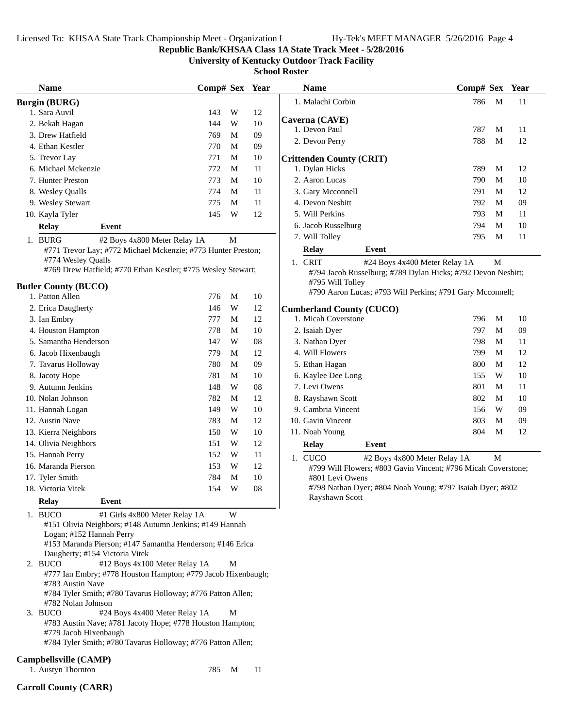**Republic Bank/KHSAA Class 1A State Track Meet - 5/28/2016**

**University of Kentucky Outdoor Track Facility**

**School Roster**

### Burgin (BURG)

| Name | Comp# | Sex | Year |
|---|---|---|---|
| 1. Sara Auvil | 143 | W | 12 |
| 2. Bekah Hagan | 144 | W | 10 |
| 3. Drew Hatfield | 769 | M | 09 |
| 4. Ethan Kestler | 770 | M | 09 |
| 5. Trevor Lay | 771 | M | 10 |
| 6. Michael Mckenzie | 772 | M | 11 |
| 7. Hunter Preston | 773 | M | 10 |
| 8. Wesley Qualls | 774 | M | 11 |
| 9. Wesley Stewart | 775 | M | 11 |
| 10. Kayla Tyler | 145 | W | 12 |

| Relay | Event | |
|---|---|---|
| 1. BURG | #2 Boys 4x800 Meter Relay 1A | M |

#771 Trevor Lay; #772 Michael Mckenzie; #773 Hunter Preston; #774 Wesley Qualls
#769 Drew Hatfield; #770 Ethan Kestler; #775 Wesley Stewart;

### Butler County (BUCO)

| Name | Comp# | Sex | Year |
|---|---|---|---|
| 1. Patton Allen | 776 | M | 10 |
| 2. Erica Daugherty | 146 | W | 12 |
| 3. Ian Embry | 777 | M | 12 |
| 4. Houston Hampton | 778 | M | 10 |
| 5. Samantha Henderson | 147 | W | 08 |
| 6. Jacob Hixenbaugh | 779 | M | 12 |
| 7. Tavarus Holloway | 780 | M | 09 |
| 8. Jacoty Hope | 781 | M | 10 |
| 9. Autumn Jenkins | 148 | W | 08 |
| 10. Nolan Johnson | 782 | M | 12 |
| 11. Hannah Logan | 149 | W | 10 |
| 12. Austin Nave | 783 | M | 12 |
| 13. Kierra Neighbors | 150 | W | 10 |
| 14. Olivia Neighbors | 151 | W | 12 |
| 15. Hannah Perry | 152 | W | 11 |
| 16. Maranda Pierson | 153 | W | 12 |
| 17. Tyler Smith | 784 | M | 10 |
| 18. Victoria Vitek | 154 | W | 08 |

| Relay | Event | |
|---|---|---|
| 1. BUCO | #1 Girls 4x800 Meter Relay 1A | W |

#151 Olivia Neighbors; #148 Autumn Jenkins; #149 Hannah Logan; #152 Hannah Perry
#153 Maranda Pierson; #147 Samantha Henderson; #146 Erica Daugherty; #154 Victoria Vitek

| Relay | Event | |
|---|---|---|
| 2. BUCO | #12 Boys 4x100 Meter Relay 1A | M |

#777 Ian Embry; #778 Houston Hampton; #779 Jacob Hixenbaugh; #783 Austin Nave
#784 Tyler Smith; #780 Tavarus Holloway; #776 Patton Allen; #782 Nolan Johnson

| Relay | Event | |
|---|---|---|
| 3. BUCO | #24 Boys 4x400 Meter Relay 1A | M |

#783 Austin Nave; #781 Jacoty Hope; #778 Houston Hampton; #779 Jacob Hixenbaugh
#784 Tyler Smith; #780 Tavarus Holloway; #776 Patton Allen;

### Campbellsville (CAMP)

| Name | Comp# | Sex | Year |
|---|---|---|---|
| 1. Austyn Thornton | 785 | M | 11 |

### Carroll County (CARR)

| Name | Comp# | Sex | Year |
|---|---|---|---|
| 1. Malachi Corbin | 786 | M | 11 |

### Caverna (CAVE)

| Name | Comp# | Sex | Year |
|---|---|---|---|
| 1. Devon Paul | 787 | M | 11 |
| 2. Devon Perry | 788 | M | 12 |

### Crittenden County (CRIT)

| Name | Comp# | Sex | Year |
|---|---|---|---|
| 1. Dylan Hicks | 789 | M | 12 |
| 2. Aaron Lucas | 790 | M | 10 |
| 3. Gary Mcconnell | 791 | M | 12 |
| 4. Devon Nesbitt | 792 | M | 09 |
| 5. Will Perkins | 793 | M | 11 |
| 6. Jacob Russelburg | 794 | M | 10 |
| 7. Will Tolley | 795 | M | 11 |

| Relay | Event | |
|---|---|---|
| 1. CRIT | #24 Boys 4x400 Meter Relay 1A | M |

#794 Jacob Russelburg; #789 Dylan Hicks; #792 Devon Nesbitt; #795 Will Tolley
#790 Aaron Lucas; #793 Will Perkins; #791 Gary Mcconnell;

### Cumberland County (CUCO)

| Name | Comp# | Sex | Year |
|---|---|---|---|
| 1. Micah Coverstone | 796 | M | 10 |
| 2. Isaiah Dyer | 797 | M | 09 |
| 3. Nathan Dyer | 798 | M | 11 |
| 4. Will Flowers | 799 | M | 12 |
| 5. Ethan Hagan | 800 | M | 12 |
| 6. Kaylee Dee Long | 155 | W | 10 |
| 7. Levi Owens | 801 | M | 11 |
| 8. Rayshawn Scott | 802 | M | 10 |
| 9. Cambria Vincent | 156 | W | 09 |
| 10. Gavin Vincent | 803 | M | 09 |
| 11. Noah Young | 804 | M | 12 |

| Relay | Event | |
|---|---|---|
| 1. CUCO | #2 Boys 4x800 Meter Relay 1A | M |

#799 Will Flowers; #803 Gavin Vincent; #796 Micah Coverstone; #801 Levi Owens
#798 Nathan Dyer; #804 Noah Young; #797 Isaiah Dyer; #802 Rayshawn Scott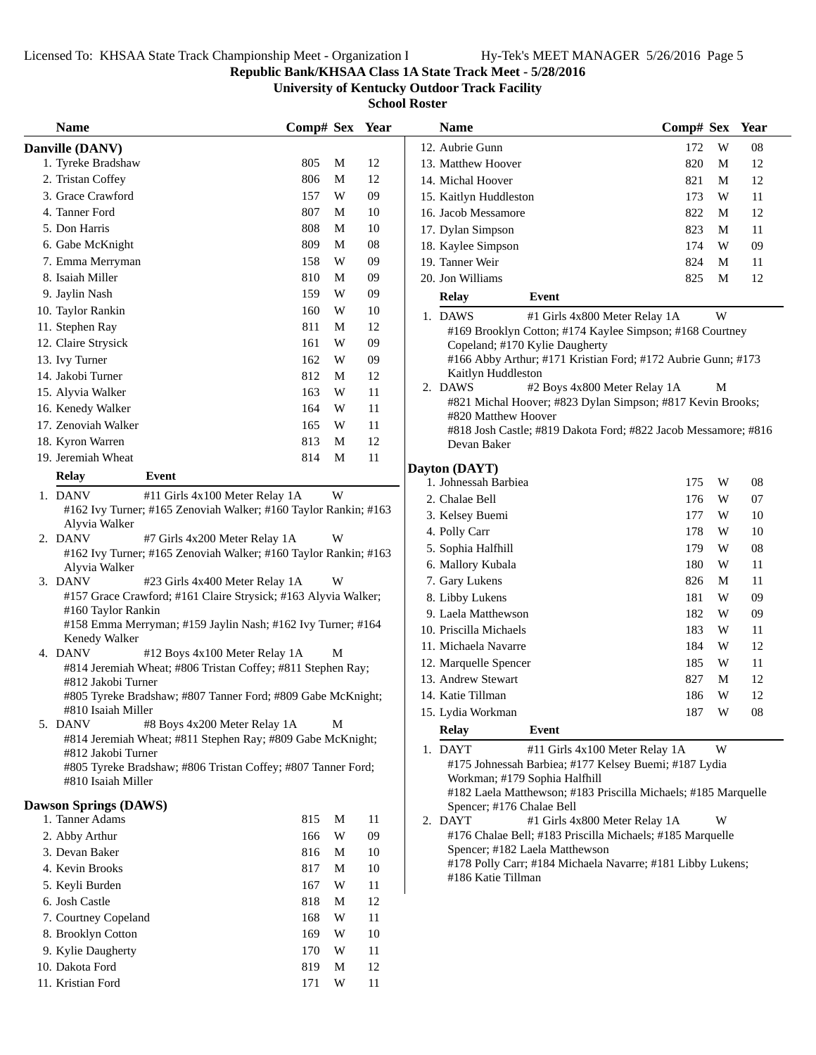**Republic Bank/KHSAA Class 1A State Track Meet - 5/28/2016**

**University of Kentucky Outdoor Track Facility**

**School Roster**

## Danville (DANV)

| Name | Comp# | Sex | Year |
|---|---|---|---|
| 1. Tyreke Bradshaw | 805 | M | 12 |
| 2. Tristan Coffey | 806 | M | 12 |
| 3. Grace Crawford | 157 | W | 09 |
| 4. Tanner Ford | 807 | M | 10 |
| 5. Don Harris | 808 | M | 10 |
| 6. Gabe McKnight | 809 | M | 08 |
| 7. Emma Merryman | 158 | W | 09 |
| 8. Isaiah Miller | 810 | M | 09 |
| 9. Jaylin Nash | 159 | W | 09 |
| 10. Taylor Rankin | 160 | W | 10 |
| 11. Stephen Ray | 811 | M | 12 |
| 12. Claire Strysick | 161 | W | 09 |
| 13. Ivy Turner | 162 | W | 09 |
| 14. Jakobi Turner | 812 | M | 12 |
| 15. Alyvia Walker | 163 | W | 11 |
| 16. Kenedy Walker | 164 | W | 11 |
| 17. Zenoviah Walker | 165 | W | 11 |
| 18. Kyron Warren | 813 | M | 12 |
| 19. Jeremiah Wheat | 814 | M | 11 |

**Relay — Event**

1. DANV — #11 Girls 4x100 Meter Relay 1A — W
   #162 Ivy Turner; #165 Zenoviah Walker; #160 Taylor Rankin; #163 Alyvia Walker
2. DANV — #7 Girls 4x200 Meter Relay 1A — W
   #162 Ivy Turner; #165 Zenoviah Walker; #160 Taylor Rankin; #163 Alyvia Walker
3. DANV — #23 Girls 4x400 Meter Relay 1A — W
   #157 Grace Crawford; #161 Claire Strysick; #163 Alyvia Walker; #160 Taylor Rankin
   #158 Emma Merryman; #159 Jaylin Nash; #162 Ivy Turner; #164 Kenedy Walker
4. DANV — #12 Boys 4x100 Meter Relay 1A — M
   #814 Jeremiah Wheat; #806 Tristan Coffey; #811 Stephen Ray; #812 Jakobi Turner
   #805 Tyreke Bradshaw; #807 Tanner Ford; #809 Gabe McKnight; #810 Isaiah Miller
5. DANV — #8 Boys 4x200 Meter Relay 1A — M
   #814 Jeremiah Wheat; #811 Stephen Ray; #809 Gabe McKnight; #812 Jakobi Turner
   #805 Tyreke Bradshaw; #806 Tristan Coffey; #807 Tanner Ford; #810 Isaiah Miller

## Dawson Springs (DAWS)

| Name | Comp# | Sex | Year |
|---|---|---|---|
| 1. Tanner Adams | 815 | M | 11 |
| 2. Abby Arthur | 166 | W | 09 |
| 3. Devan Baker | 816 | M | 10 |
| 4. Kevin Brooks | 817 | M | 10 |
| 5. Keyli Burden | 167 | W | 11 |
| 6. Josh Castle | 818 | M | 12 |
| 7. Courtney Copeland | 168 | W | 11 |
| 8. Brooklyn Cotton | 169 | W | 10 |
| 9. Kylie Daugherty | 170 | W | 11 |
| 10. Dakota Ford | 819 | M | 12 |
| 11. Kristian Ford | 171 | W | 11 |
| 12. Aubrie Gunn | 172 | W | 08 |
| 13. Matthew Hoover | 820 | M | 12 |
| 14. Michal Hoover | 821 | M | 12 |
| 15. Kaitlyn Huddleston | 173 | W | 11 |
| 16. Jacob Messamore | 822 | M | 12 |
| 17. Dylan Simpson | 823 | M | 11 |
| 18. Kaylee Simpson | 174 | W | 09 |
| 19. Tanner Weir | 824 | M | 11 |
| 20. Jon Williams | 825 | M | 12 |

**Relay — Event**

1. DAWS — #1 Girls 4x800 Meter Relay 1A — W
   #169 Brooklyn Cotton; #174 Kaylee Simpson; #168 Courtney Copeland; #170 Kylie Daugherty
   #166 Abby Arthur; #171 Kristian Ford; #172 Aubrie Gunn; #173 Kaitlyn Huddleston
2. DAWS — #2 Boys 4x800 Meter Relay 1A — M
   #821 Michal Hoover; #823 Dylan Simpson; #817 Kevin Brooks; #820 Matthew Hoover
   #818 Josh Castle; #819 Dakota Ford; #822 Jacob Messamore; #816 Devan Baker

## Dayton (DAYT)

| Name | Comp# | Sex | Year |
|---|---|---|---|
| 1. Johnessah Barbiea | 175 | W | 08 |
| 2. Chalae Bell | 176 | W | 07 |
| 3. Kelsey Buemi | 177 | W | 10 |
| 4. Polly Carr | 178 | W | 10 |
| 5. Sophia Halfhill | 179 | W | 08 |
| 6. Mallory Kubala | 180 | W | 11 |
| 7. Gary Lukens | 826 | M | 11 |
| 8. Libby Lukens | 181 | W | 09 |
| 9. Laela Matthewson | 182 | W | 09 |
| 10. Priscilla Michaels | 183 | W | 11 |
| 11. Michaela Navarre | 184 | W | 12 |
| 12. Marquelle Spencer | 185 | W | 11 |
| 13. Andrew Stewart | 827 | M | 12 |
| 14. Katie Tillman | 186 | W | 12 |
| 15. Lydia Workman | 187 | W | 08 |

**Relay — Event**

1. DAYT — #11 Girls 4x100 Meter Relay 1A — W
   #175 Johnessah Barbiea; #177 Kelsey Buemi; #187 Lydia Workman; #179 Sophia Halfhill
   #182 Laela Matthewson; #183 Priscilla Michaels; #185 Marquelle Spencer; #176 Chalae Bell
2. DAYT — #1 Girls 4x800 Meter Relay 1A — W
   #176 Chalae Bell; #183 Priscilla Michaels; #185 Marquelle Spencer; #182 Laela Matthewson
   #178 Polly Carr; #184 Michaela Navarre; #181 Libby Lukens; #186 Katie Tillman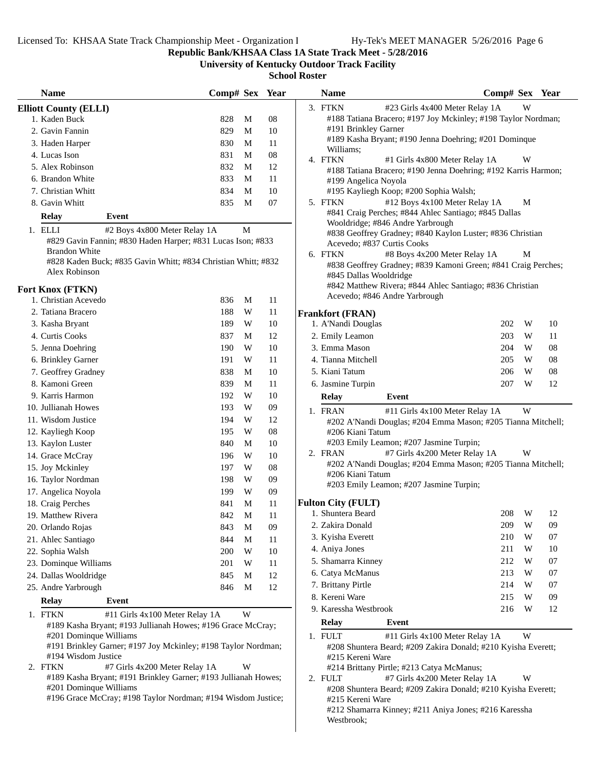**Republic Bank/KHSAA Class 1A State Track Meet - 5/28/2016**

**University of Kentucky Outdoor Track Facility**

**School Roster**

## Elliott County (ELLI)

| Name | Comp# | Sex | Year |
|---|---|---|---|
| 1. Kaden Buck | 828 | M | 08 |
| 2. Gavin Fannin | 829 | M | 10 |
| 3. Haden Harper | 830 | M | 11 |
| 4. Lucas Ison | 831 | M | 08 |
| 5. Alex Robinson | 832 | M | 12 |
| 6. Brandon White | 833 | M | 11 |
| 7. Christian Whitt | 834 | M | 10 |
| 8. Gavin Whitt | 835 | M | 07 |

| Relay | Event | Sex |
|---|---|---|
| 1. ELLI | #2 Boys 4x800 Meter Relay 1A | M |

#829 Gavin Fannin; #830 Haden Harper; #831 Lucas Ison; #833 Brandon White
#828 Kaden Buck; #835 Gavin Whitt; #834 Christian Whitt; #832 Alex Robinson

## Fort Knox (FTKN)

| Name | Comp# | Sex | Year |
|---|---|---|---|
| 1. Christian Acevedo | 836 | M | 11 |
| 2. Tatiana Bracero | 188 | W | 11 |
| 3. Kasha Bryant | 189 | W | 10 |
| 4. Curtis Cooks | 837 | M | 12 |
| 5. Jenna Doehring | 190 | W | 10 |
| 6. Brinkley Garner | 191 | W | 11 |
| 7. Geoffrey Gradney | 838 | M | 10 |
| 8. Kamoni Green | 839 | M | 11 |
| 9. Karris Harmon | 192 | W | 10 |
| 10. Jullianah Howes | 193 | W | 09 |
| 11. Wisdom Justice | 194 | W | 12 |
| 12. Kayliegh Koop | 195 | W | 08 |
| 13. Kaylon Luster | 840 | M | 10 |
| 14. Grace McCray | 196 | W | 10 |
| 15. Joy Mckinley | 197 | W | 08 |
| 16. Taylor Nordman | 198 | W | 09 |
| 17. Angelica Noyola | 199 | W | 09 |
| 18. Craig Perches | 841 | M | 11 |
| 19. Matthew Rivera | 842 | M | 11 |
| 20. Orlando Rojas | 843 | M | 09 |
| 21. Ahlec Santiago | 844 | M | 11 |
| 22. Sophia Walsh | 200 | W | 10 |
| 23. Dominque Williams | 201 | W | 11 |
| 24. Dallas Wooldridge | 845 | M | 12 |
| 25. Andre Yarbrough | 846 | M | 12 |

| Relay | Event | Sex |
|---|---|---|
| 1. FTKN | #11 Girls 4x100 Meter Relay 1A | W |

#189 Kasha Bryant; #193 Jullianah Howes; #196 Grace McCray; #201 Dominque Williams
#191 Brinkley Garner; #197 Joy Mckinley; #198 Taylor Nordman; #194 Wisdom Justice

| Relay | Event | Sex |
|---|---|---|
| 2. FTKN | #7 Girls 4x200 Meter Relay 1A | W |

#189 Kasha Bryant; #191 Brinkley Garner; #193 Jullianah Howes; #201 Dominque Williams
#196 Grace McCray; #198 Taylor Nordman; #194 Wisdom Justice;

| Relay | Event | Sex |
|---|---|---|
| 3. FTKN | #23 Girls 4x400 Meter Relay 1A | W |

#188 Tatiana Bracero; #197 Joy Mckinley; #198 Taylor Nordman; #191 Brinkley Garner
#189 Kasha Bryant; #190 Jenna Doehring; #201 Dominque Williams;

| Relay | Event | Sex |
|---|---|---|
| 4. FTKN | #1 Girls 4x800 Meter Relay 1A | W |

#188 Tatiana Bracero; #190 Jenna Doehring; #192 Karris Harmon; #199 Angelica Noyola
#195 Kayliegh Koop; #200 Sophia Walsh;

| Relay | Event | Sex |
|---|---|---|
| 5. FTKN | #12 Boys 4x100 Meter Relay 1A | M |

#841 Craig Perches; #844 Ahlec Santiago; #845 Dallas Wooldridge; #846 Andre Yarbrough
#838 Geoffrey Gradney; #840 Kaylon Luster; #836 Christian Acevedo; #837 Curtis Cooks

| Relay | Event | Sex |
|---|---|---|
| 6. FTKN | #8 Boys 4x200 Meter Relay 1A | M |

#838 Geoffrey Gradney; #839 Kamoni Green; #841 Craig Perches; #845 Dallas Wooldridge
#842 Matthew Rivera; #844 Ahlec Santiago; #836 Christian Acevedo; #846 Andre Yarbrough

## Frankfort (FRAN)

| Name | Comp# | Sex | Year |
|---|---|---|---|
| 1. A'Nandi Douglas | 202 | W | 10 |
| 2. Emily Leamon | 203 | W | 11 |
| 3. Emma Mason | 204 | W | 08 |
| 4. Tianna Mitchell | 205 | W | 08 |
| 5. Kiani Tatum | 206 | W | 08 |
| 6. Jasmine Turpin | 207 | W | 12 |

| Relay | Event | Sex |
|---|---|---|
| 1. FRAN | #11 Girls 4x100 Meter Relay 1A | W |

#202 A'Nandi Douglas; #204 Emma Mason; #205 Tianna Mitchell; #206 Kiani Tatum
#203 Emily Leamon; #207 Jasmine Turpin;

| Relay | Event | Sex |
|---|---|---|
| 2. FRAN | #7 Girls 4x200 Meter Relay 1A | W |

#202 A'Nandi Douglas; #204 Emma Mason; #205 Tianna Mitchell; #206 Kiani Tatum
#203 Emily Leamon; #207 Jasmine Turpin;

## Fulton City (FULT)

| Name | Comp# | Sex | Year |
|---|---|---|---|
| 1. Shuntera Beard | 208 | W | 12 |
| 2. Zakira Donald | 209 | W | 09 |
| 3. Kyisha Everett | 210 | W | 07 |
| 4. Aniya Jones | 211 | W | 10 |
| 5. Shamarra Kinney | 212 | W | 07 |
| 6. Catya McManus | 213 | W | 07 |
| 7. Brittany Pirtle | 214 | W | 07 |
| 8. Kereni Ware | 215 | W | 09 |
| 9. Karessha Westbrook | 216 | W | 12 |

| Relay | Event | Sex |
|---|---|---|
| 1. FULT | #11 Girls 4x100 Meter Relay 1A | W |

#208 Shuntera Beard; #209 Zakira Donald; #210 Kyisha Everett; #215 Kereni Ware
#214 Brittany Pirtle; #213 Catya McManus;

| Relay | Event | Sex |
|---|---|---|
| 2. FULT | #7 Girls 4x200 Meter Relay 1A | W |

#208 Shuntera Beard; #209 Zakira Donald; #210 Kyisha Everett; #215 Kereni Ware
#212 Shamarra Kinney; #211 Aniya Jones; #216 Karessha Westbrook;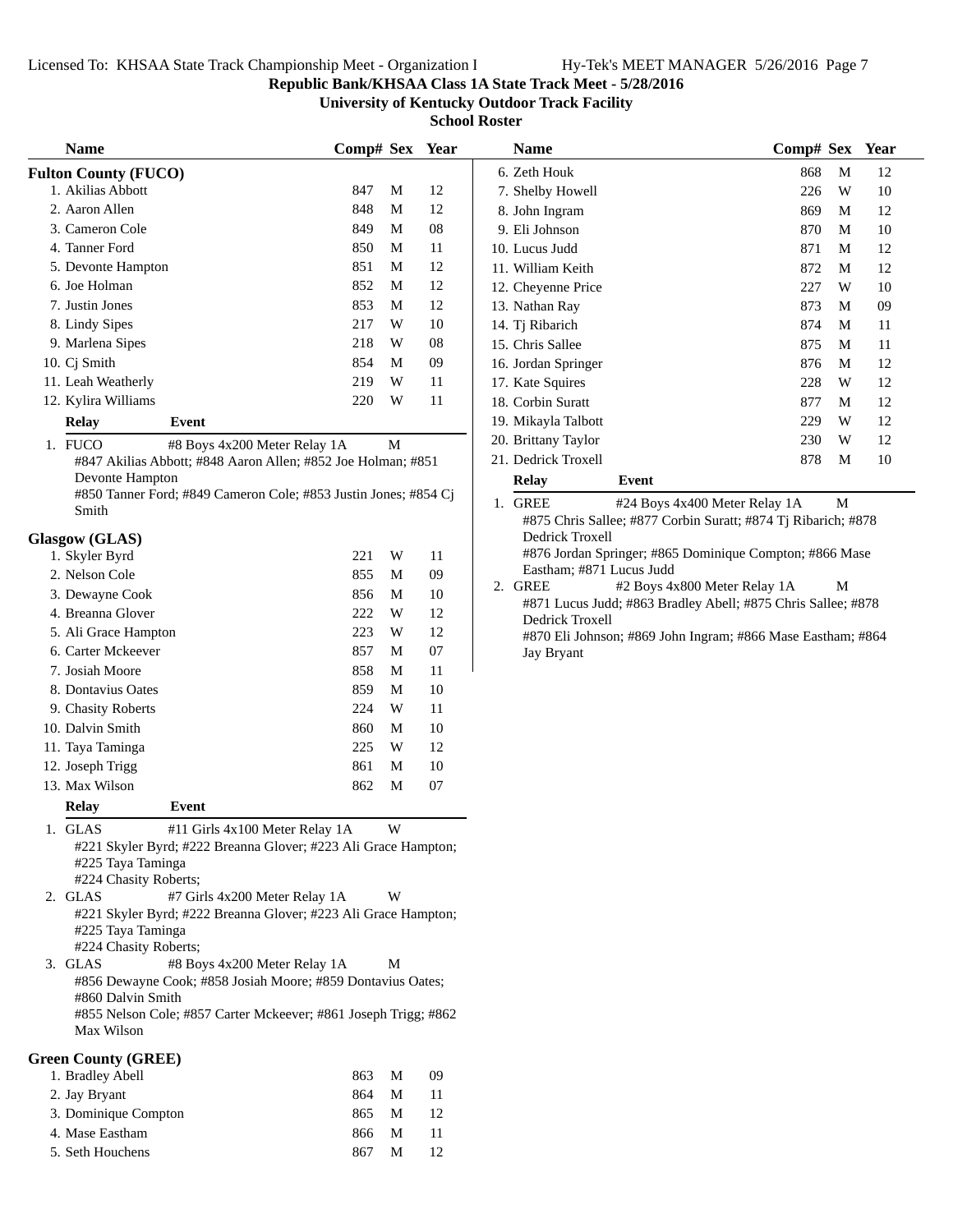**Republic Bank/KHSAA Class 1A State Track Meet - 5/28/2016**

**University of Kentucky Outdoor Track Facility**

**School Roster**

## Fulton County (FUCO)

| Name | Comp# | Sex | Year |
|---|---|---|---|
| 1. Akilias Abbott | 847 | M | 12 |
| 2. Aaron Allen | 848 | M | 12 |
| 3. Cameron Cole | 849 | M | 08 |
| 4. Tanner Ford | 850 | M | 11 |
| 5. Devonte Hampton | 851 | M | 12 |
| 6. Joe Holman | 852 | M | 12 |
| 7. Justin Jones | 853 | M | 12 |
| 8. Lindy Sipes | 217 | W | 10 |
| 9. Marlena Sipes | 218 | W | 08 |
| 10. Cj Smith | 854 | M | 09 |
| 11. Leah Weatherly | 219 | W | 11 |
| 12. Kylira Williams | 220 | W | 11 |

| Relay | Event | Sex |
|---|---|---|
| 1. FUCO | #8 Boys 4x200 Meter Relay 1A | M |

#847 Akilias Abbott; #848 Aaron Allen; #852 Joe Holman; #851 Devonte Hampton
#850 Tanner Ford; #849 Cameron Cole; #853 Justin Jones; #854 Cj Smith

## Glasgow (GLAS)

| Name | Comp# | Sex | Year |
|---|---|---|---|
| 1. Skyler Byrd | 221 | W | 11 |
| 2. Nelson Cole | 855 | M | 09 |
| 3. Dewayne Cook | 856 | M | 10 |
| 4. Breanna Glover | 222 | W | 12 |
| 5. Ali Grace Hampton | 223 | W | 12 |
| 6. Carter Mckeever | 857 | M | 07 |
| 7. Josiah Moore | 858 | M | 11 |
| 8. Dontavius Oates | 859 | M | 10 |
| 9. Chasity Roberts | 224 | W | 11 |
| 10. Dalvin Smith | 860 | M | 10 |
| 11. Taya Taminga | 225 | W | 12 |
| 12. Joseph Trigg | 861 | M | 10 |
| 13. Max Wilson | 862 | M | 07 |

| Relay | Event | Sex |
|---|---|---|
| 1. GLAS | #11 Girls 4x100 Meter Relay 1A | W |

#221 Skyler Byrd; #222 Breanna Glover; #223 Ali Grace Hampton; #225 Taya Taminga
#224 Chasity Roberts;

| Relay | Event | Sex |
|---|---|---|
| 2. GLAS | #7 Girls 4x200 Meter Relay 1A | W |

#221 Skyler Byrd; #222 Breanna Glover; #223 Ali Grace Hampton; #225 Taya Taminga
#224 Chasity Roberts;

| Relay | Event | Sex |
|---|---|---|
| 3. GLAS | #8 Boys 4x200 Meter Relay 1A | M |

#856 Dewayne Cook; #858 Josiah Moore; #859 Dontavius Oates; #860 Dalvin Smith
#855 Nelson Cole; #857 Carter Mckeever; #861 Joseph Trigg; #862 Max Wilson

## Green County (GREE)

| Name | Comp# | Sex | Year |
|---|---|---|---|
| 1. Bradley Abell | 863 | M | 09 |
| 2. Jay Bryant | 864 | M | 11 |
| 3. Dominique Compton | 865 | M | 12 |
| 4. Mase Eastham | 866 | M | 11 |
| 5. Seth Houchens | 867 | M | 12 |
| 6. Zeth Houk | 868 | M | 12 |
| 7. Shelby Howell | 226 | W | 10 |
| 8. John Ingram | 869 | M | 12 |
| 9. Eli Johnson | 870 | M | 10 |
| 10. Lucus Judd | 871 | M | 12 |
| 11. William Keith | 872 | M | 12 |
| 12. Cheyenne Price | 227 | W | 10 |
| 13. Nathan Ray | 873 | M | 09 |
| 14. Tj Ribarich | 874 | M | 11 |
| 15. Chris Sallee | 875 | M | 11 |
| 16. Jordan Springer | 876 | M | 12 |
| 17. Kate Squires | 228 | W | 12 |
| 18. Corbin Suratt | 877 | M | 12 |
| 19. Mikayla Talbott | 229 | W | 12 |
| 20. Brittany Taylor | 230 | W | 12 |
| 21. Dedrick Troxell | 878 | M | 10 |

| Relay | Event | Sex |
|---|---|---|
| 1. GREE | #24 Boys 4x400 Meter Relay 1A | M |

#875 Chris Sallee; #877 Corbin Suratt; #874 Tj Ribarich; #878 Dedrick Troxell
#876 Jordan Springer; #865 Dominique Compton; #866 Mase Eastham; #871 Lucus Judd

| Relay | Event | Sex |
|---|---|---|
| 2. GREE | #2 Boys 4x800 Meter Relay 1A | M |

#871 Lucus Judd; #863 Bradley Abell; #875 Chris Sallee; #878 Dedrick Troxell
#870 Eli Johnson; #869 John Ingram; #866 Mase Eastham; #864 Jay Bryant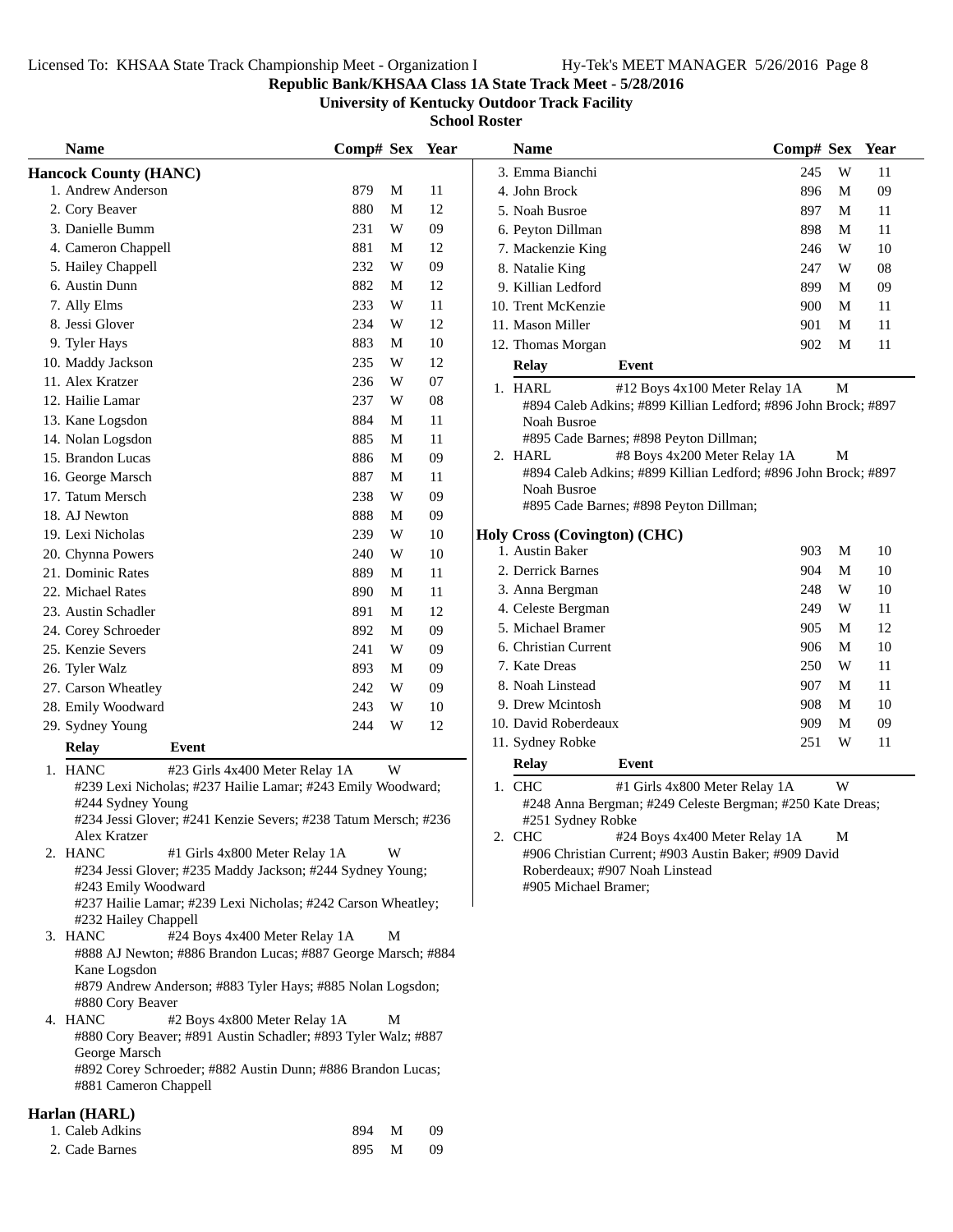**Republic Bank/KHSAA Class 1A State Track Meet - 5/28/2016**

**University of Kentucky Outdoor Track Facility**

**School Roster**

## Hancock County (HANC)

| Name | Comp# | Sex | Year |
|---|---|---|---|
| 1. Andrew Anderson | 879 | M | 11 |
| 2. Cory Beaver | 880 | M | 12 |
| 3. Danielle Bumm | 231 | W | 09 |
| 4. Cameron Chappell | 881 | M | 12 |
| 5. Hailey Chappell | 232 | W | 09 |
| 6. Austin Dunn | 882 | M | 12 |
| 7. Ally Elms | 233 | W | 11 |
| 8. Jessi Glover | 234 | W | 12 |
| 9. Tyler Hays | 883 | M | 10 |
| 10. Maddy Jackson | 235 | W | 12 |
| 11. Alex Kratzer | 236 | W | 07 |
| 12. Hailie Lamar | 237 | W | 08 |
| 13. Kane Logsdon | 884 | M | 11 |
| 14. Nolan Logsdon | 885 | M | 11 |
| 15. Brandon Lucas | 886 | M | 09 |
| 16. George Marsch | 887 | M | 11 |
| 17. Tatum Mersch | 238 | W | 09 |
| 18. AJ Newton | 888 | M | 09 |
| 19. Lexi Nicholas | 239 | W | 10 |
| 20. Chynna Powers | 240 | W | 10 |
| 21. Dominic Rates | 889 | M | 11 |
| 22. Michael Rates | 890 | M | 11 |
| 23. Austin Schadler | 891 | M | 12 |
| 24. Corey Schroeder | 892 | M | 09 |
| 25. Kenzie Severs | 241 | W | 09 |
| 26. Tyler Walz | 893 | M | 09 |
| 27. Carson Wheatley | 242 | W | 09 |
| 28. Emily Woodward | 243 | W | 10 |
| 29. Sydney Young | 244 | W | 12 |

| Relay | Event | |
|---|---|---|
| 1. HANC | #23 Girls 4x400 Meter Relay 1A | W |
| 2. HANC | #1 Girls 4x800 Meter Relay 1A | W |
| 3. HANC | #24 Boys 4x400 Meter Relay 1A | M |
| 4. HANC | #2 Boys 4x800 Meter Relay 1A | M |

1. HANC — #23 Girls 4x400 Meter Relay 1A — W
   #239 Lexi Nicholas; #237 Hailie Lamar; #243 Emily Woodward; #244 Sydney Young
   #234 Jessi Glover; #241 Kenzie Severs; #238 Tatum Mersch; #236 Alex Kratzer
2. HANC — #1 Girls 4x800 Meter Relay 1A — W
   #234 Jessi Glover; #235 Maddy Jackson; #244 Sydney Young; #243 Emily Woodward
   #237 Hailie Lamar; #239 Lexi Nicholas; #242 Carson Wheatley; #232 Hailey Chappell
3. HANC — #24 Boys 4x400 Meter Relay 1A — M
   #888 AJ Newton; #886 Brandon Lucas; #887 George Marsch; #884 Kane Logsdon
   #879 Andrew Anderson; #883 Tyler Hays; #885 Nolan Logsdon; #880 Cory Beaver
4. HANC — #2 Boys 4x800 Meter Relay 1A — M
   #880 Cory Beaver; #891 Austin Schadler; #893 Tyler Walz; #887 George Marsch
   #892 Corey Schroeder; #882 Austin Dunn; #886 Brandon Lucas; #881 Cameron Chappell

## Harlan (HARL)

| Name | Comp# | Sex | Year |
|---|---|---|---|
| 1. Caleb Adkins | 894 | M | 09 |
| 2. Cade Barnes | 895 | M | 09 |
| 3. Emma Bianchi | 245 | W | 11 |
| 4. John Brock | 896 | M | 09 |
| 5. Noah Busroe | 897 | M | 11 |
| 6. Peyton Dillman | 898 | M | 11 |
| 7. Mackenzie King | 246 | W | 10 |
| 8. Natalie King | 247 | W | 08 |
| 9. Killian Ledford | 899 | M | 09 |
| 10. Trent McKenzie | 900 | M | 11 |
| 11. Mason Miller | 901 | M | 11 |
| 12. Thomas Morgan | 902 | M | 11 |

1. HARL — #12 Boys 4x100 Meter Relay 1A — M
   #894 Caleb Adkins; #899 Killian Ledford; #896 John Brock; #897 Noah Busroe
   #895 Cade Barnes; #898 Peyton Dillman;
2. HARL — #8 Boys 4x200 Meter Relay 1A — M
   #894 Caleb Adkins; #899 Killian Ledford; #896 John Brock; #897 Noah Busroe
   #895 Cade Barnes; #898 Peyton Dillman;

## Holy Cross (Covington) (CHC)

| Name | Comp# | Sex | Year |
|---|---|---|---|
| 1. Austin Baker | 903 | M | 10 |
| 2. Derrick Barnes | 904 | M | 10 |
| 3. Anna Bergman | 248 | W | 10 |
| 4. Celeste Bergman | 249 | W | 11 |
| 5. Michael Bramer | 905 | M | 12 |
| 6. Christian Current | 906 | M | 10 |
| 7. Kate Dreas | 250 | W | 11 |
| 8. Noah Linstead | 907 | M | 11 |
| 9. Drew Mcintosh | 908 | M | 10 |
| 10. David Roberdeaux | 909 | M | 09 |
| 11. Sydney Robke | 251 | W | 11 |

1. CHC — #1 Girls 4x800 Meter Relay 1A — W
   #248 Anna Bergman; #249 Celeste Bergman; #250 Kate Dreas; #251 Sydney Robke
2. CHC — #24 Boys 4x400 Meter Relay 1A — M
   #906 Christian Current; #903 Austin Baker; #909 David Roberdeaux; #907 Noah Linstead
   #905 Michael Bramer;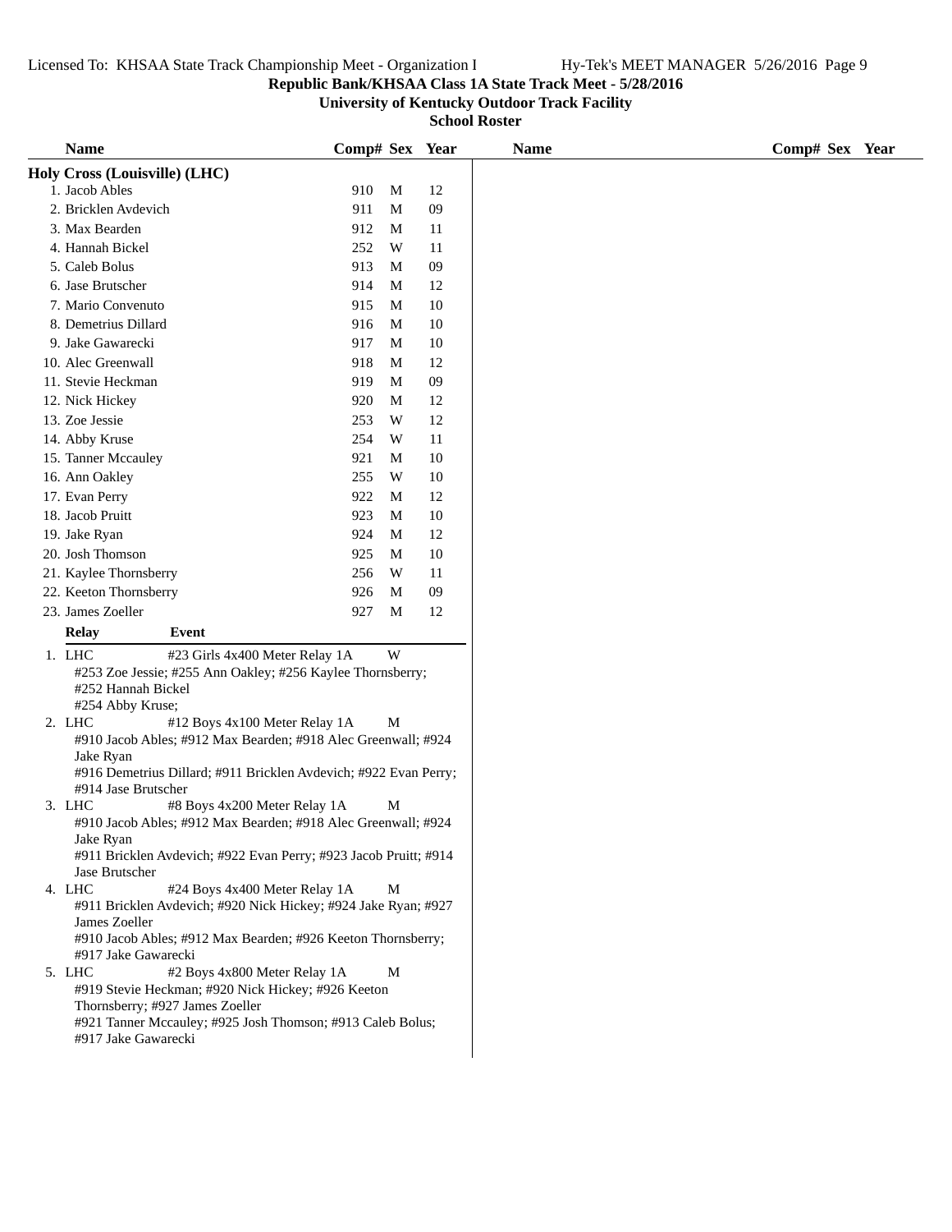# Republic Bank/KHSAA Class 1A State Track Meet - 5/28/2016

## University of Kentucky Outdoor Track Facility

### School Roster

**Holy Cross (Louisville) (LHC)**

| Name | Comp# | Sex | Year |
|---|---|---|---|
| 1. Jacob Ables | 910 | M | 12 |
| 2. Bricklen Avdevich | 911 | M | 09 |
| 3. Max Bearden | 912 | M | 11 |
| 4. Hannah Bickel | 252 | W | 11 |
| 5. Caleb Bolus | 913 | M | 09 |
| 6. Jase Brutscher | 914 | M | 12 |
| 7. Mario Convenuto | 915 | M | 10 |
| 8. Demetrius Dillard | 916 | M | 10 |
| 9. Jake Gawarecki | 917 | M | 10 |
| 10. Alec Greenwall | 918 | M | 12 |
| 11. Stevie Heckman | 919 | M | 09 |
| 12. Nick Hickey | 920 | M | 12 |
| 13. Zoe Jessie | 253 | W | 12 |
| 14. Abby Kruse | 254 | W | 11 |
| 15. Tanner Mccauley | 921 | M | 10 |
| 16. Ann Oakley | 255 | W | 10 |
| 17. Evan Perry | 922 | M | 12 |
| 18. Jacob Pruitt | 923 | M | 10 |
| 19. Jake Ryan | 924 | M | 12 |
| 20. Josh Thomson | 925 | M | 10 |
| 21. Kaylee Thornsberry | 256 | W | 11 |
| 22. Keeton Thornsberry | 926 | M | 09 |
| 23. James Zoeller | 927 | M | 12 |

| Relay | Event | Sex |
|---|---|---|
| 1. LHC | #23 Girls 4x400 Meter Relay 1A | W |
| 2. LHC | #12 Boys 4x100 Meter Relay 1A | M |
| 3. LHC | #8 Boys 4x200 Meter Relay 1A | M |
| 4. LHC | #24 Boys 4x400 Meter Relay 1A | M |
| 5. LHC | #2 Boys 4x800 Meter Relay 1A | M |

1. LHC — #23 Girls 4x400 Meter Relay 1A — W
   #253 Zoe Jessie; #255 Ann Oakley; #256 Kaylee Thornsberry; #252 Hannah Bickel
   #254 Abby Kruse;
2. LHC — #12 Boys 4x100 Meter Relay 1A — M
   #910 Jacob Ables; #912 Max Bearden; #918 Alec Greenwall; #924 Jake Ryan
   #916 Demetrius Dillard; #911 Bricklen Avdevich; #922 Evan Perry; #914 Jase Brutscher
3. LHC — #8 Boys 4x200 Meter Relay 1A — M
   #910 Jacob Ables; #912 Max Bearden; #918 Alec Greenwall; #924 Jake Ryan
   #911 Bricklen Avdevich; #922 Evan Perry; #923 Jacob Pruitt; #914 Jase Brutscher
4. LHC — #24 Boys 4x400 Meter Relay 1A — M
   #911 Bricklen Avdevich; #920 Nick Hickey; #924 Jake Ryan; #927 James Zoeller
   #910 Jacob Ables; #912 Max Bearden; #926 Keeton Thornsberry; #917 Jake Gawarecki
5. LHC — #2 Boys 4x800 Meter Relay 1A — M
   #919 Stevie Heckman; #920 Nick Hickey; #926 Keeton Thornsberry; #927 James Zoeller
   #921 Tanner Mccauley; #925 Josh Thomson; #913 Caleb Bolus; #917 Jake Gawarecki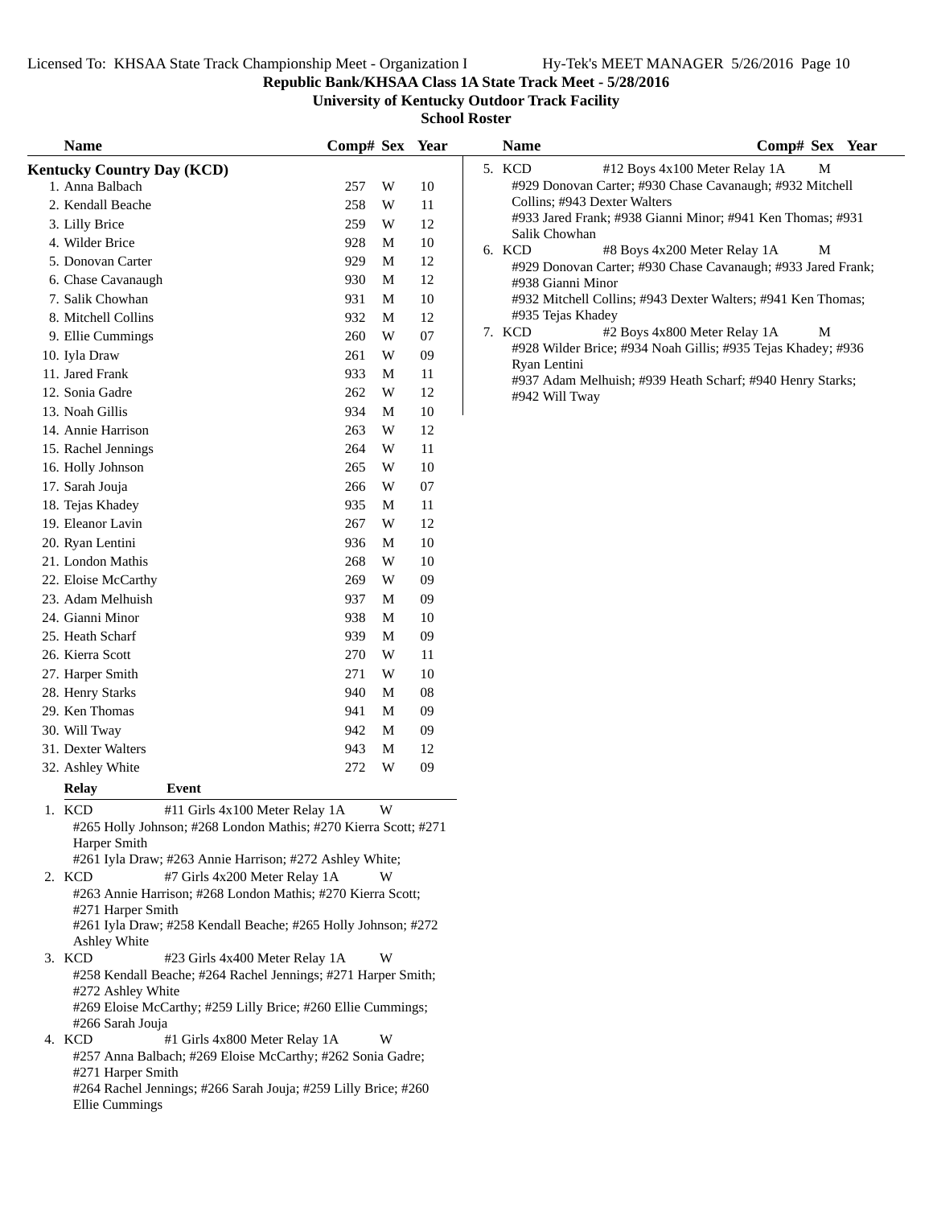**Republic Bank/KHSAA Class 1A State Track Meet - 5/28/2016**

**University of Kentucky Outdoor Track Facility**

**School Roster**

## Kentucky Country Day (KCD)

| Name | Comp# | Sex | Year |
|---|---|---|---|
| 1. Anna Balbach | 257 | W | 10 |
| 2. Kendall Beache | 258 | W | 11 |
| 3. Lilly Brice | 259 | W | 12 |
| 4. Wilder Brice | 928 | M | 10 |
| 5. Donovan Carter | 929 | M | 12 |
| 6. Chase Cavanaugh | 930 | M | 12 |
| 7. Salik Chowhan | 931 | M | 10 |
| 8. Mitchell Collins | 932 | M | 12 |
| 9. Ellie Cummings | 260 | W | 07 |
| 10. Iyla Draw | 261 | W | 09 |
| 11. Jared Frank | 933 | M | 11 |
| 12. Sonia Gadre | 262 | W | 12 |
| 13. Noah Gillis | 934 | M | 10 |
| 14. Annie Harrison | 263 | W | 12 |
| 15. Rachel Jennings | 264 | W | 11 |
| 16. Holly Johnson | 265 | W | 10 |
| 17. Sarah Jouja | 266 | W | 07 |
| 18. Tejas Khadey | 935 | M | 11 |
| 19. Eleanor Lavin | 267 | W | 12 |
| 20. Ryan Lentini | 936 | M | 10 |
| 21. London Mathis | 268 | W | 10 |
| 22. Eloise McCarthy | 269 | W | 09 |
| 23. Adam Melhuish | 937 | M | 09 |
| 24. Gianni Minor | 938 | M | 10 |
| 25. Heath Scharf | 939 | M | 09 |
| 26. Kierra Scott | 270 | W | 11 |
| 27. Harper Smith | 271 | W | 10 |
| 28. Henry Starks | 940 | M | 08 |
| 29. Ken Thomas | 941 | M | 09 |
| 30. Will Tway | 942 | M | 09 |
| 31. Dexter Walters | 943 | M | 12 |
| 32. Ashley White | 272 | W | 09 |

| Relay | Event | Sex |
|---|---|---|
| 1. KCD | #11 Girls 4x100 Meter Relay 1A | W |

#265 Holly Johnson; #268 London Mathis; #270 Kierra Scott; #271 Harper Smith
#261 Iyla Draw; #263 Annie Harrison; #272 Ashley White;

| Relay | Event | Sex |
|---|---|---|
| 2. KCD | #7 Girls 4x200 Meter Relay 1A | W |

#263 Annie Harrison; #268 London Mathis; #270 Kierra Scott; #271 Harper Smith
#261 Iyla Draw; #258 Kendall Beache; #265 Holly Johnson; #272 Ashley White

| Relay | Event | Sex |
|---|---|---|
| 3. KCD | #23 Girls 4x400 Meter Relay 1A | W |

#258 Kendall Beache; #264 Rachel Jennings; #271 Harper Smith; #272 Ashley White
#269 Eloise McCarthy; #259 Lilly Brice; #260 Ellie Cummings; #266 Sarah Jouja

| Relay | Event | Sex |
|---|---|---|
| 4. KCD | #1 Girls 4x800 Meter Relay 1A | W |

#257 Anna Balbach; #269 Eloise McCarthy; #262 Sonia Gadre; #271 Harper Smith
#264 Rachel Jennings; #266 Sarah Jouja; #259 Lilly Brice; #260 Ellie Cummings

| Relay | Event | Sex |
|---|---|---|
| 5. KCD | #12 Boys 4x100 Meter Relay 1A | M |

#929 Donovan Carter; #930 Chase Cavanaugh; #932 Mitchell Collins; #943 Dexter Walters
#933 Jared Frank; #938 Gianni Minor; #941 Ken Thomas; #931 Salik Chowhan

| Relay | Event | Sex |
|---|---|---|
| 6. KCD | #8 Boys 4x200 Meter Relay 1A | M |

#929 Donovan Carter; #930 Chase Cavanaugh; #933 Jared Frank; #938 Gianni Minor
#932 Mitchell Collins; #943 Dexter Walters; #941 Ken Thomas; #935 Tejas Khadey

| Relay | Event | Sex |
|---|---|---|
| 7. KCD | #2 Boys 4x800 Meter Relay 1A | M |

#928 Wilder Brice; #934 Noah Gillis; #935 Tejas Khadey; #936 Ryan Lentini
#937 Adam Melhuish; #939 Heath Scharf; #940 Henry Starks; #942 Will Tway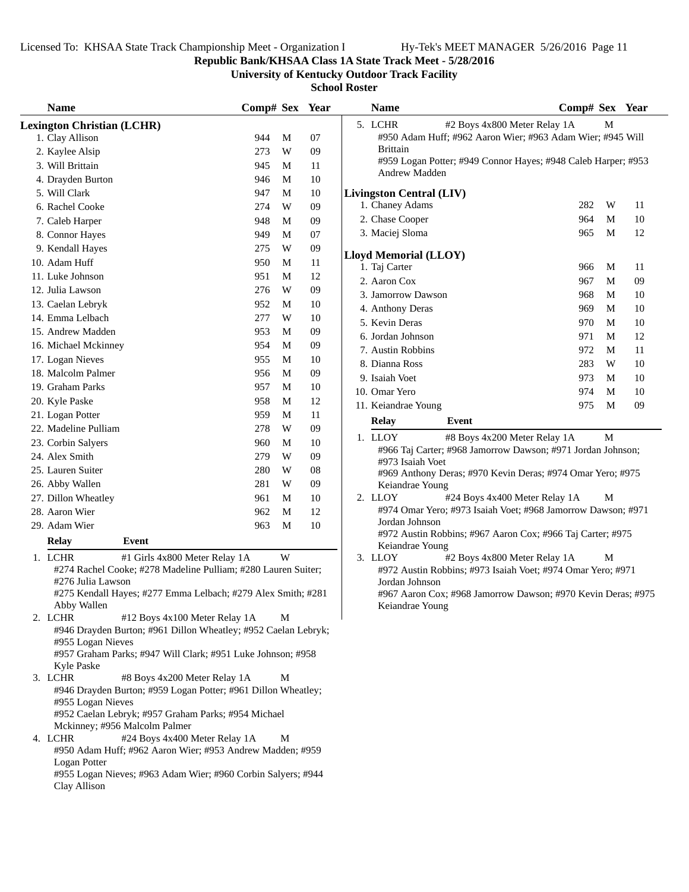**Republic Bank/KHSAA Class 1A State Track Meet - 5/28/2016**

**University of Kentucky Outdoor Track Facility**

**School Roster**

## Lexington Christian (LCHR)

| Name | Comp# | Sex | Year |
|---|---|---|---|
| 1. Clay Allison | 944 | M | 07 |
| 2. Kaylee Alsip | 273 | W | 09 |
| 3. Will Brittain | 945 | M | 11 |
| 4. Drayden Burton | 946 | M | 10 |
| 5. Will Clark | 947 | M | 10 |
| 6. Rachel Cooke | 274 | W | 09 |
| 7. Caleb Harper | 948 | M | 09 |
| 8. Connor Hayes | 949 | M | 07 |
| 9. Kendall Hayes | 275 | W | 09 |
| 10. Adam Huff | 950 | M | 11 |
| 11. Luke Johnson | 951 | M | 12 |
| 12. Julia Lawson | 276 | W | 09 |
| 13. Caelan Lebryk | 952 | M | 10 |
| 14. Emma Lelbach | 277 | W | 10 |
| 15. Andrew Madden | 953 | M | 09 |
| 16. Michael Mckinney | 954 | M | 09 |
| 17. Logan Nieves | 955 | M | 10 |
| 18. Malcolm Palmer | 956 | M | 09 |
| 19. Graham Parks | 957 | M | 10 |
| 20. Kyle Paske | 958 | M | 12 |
| 21. Logan Potter | 959 | M | 11 |
| 22. Madeline Pulliam | 278 | W | 09 |
| 23. Corbin Salyers | 960 | M | 10 |
| 24. Alex Smith | 279 | W | 09 |
| 25. Lauren Suiter | 280 | W | 08 |
| 26. Abby Wallen | 281 | W | 09 |
| 27. Dillon Wheatley | 961 | M | 10 |
| 28. Aaron Wier | 962 | M | 12 |
| 29. Adam Wier | 963 | M | 10 |

**Relay** **Event**

1. LCHR — #1 Girls 4x800 Meter Relay 1A — W
   #274 Rachel Cooke; #278 Madeline Pulliam; #280 Lauren Suiter; #276 Julia Lawson
   #275 Kendall Hayes; #277 Emma Lelbach; #279 Alex Smith; #281 Abby Wallen
2. LCHR — #12 Boys 4x100 Meter Relay 1A — M
   #946 Drayden Burton; #961 Dillon Wheatley; #952 Caelan Lebryk; #955 Logan Nieves
   #957 Graham Parks; #947 Will Clark; #951 Luke Johnson; #958 Kyle Paske
3. LCHR — #8 Boys 4x200 Meter Relay 1A — M
   #946 Drayden Burton; #959 Logan Potter; #961 Dillon Wheatley; #955 Logan Nieves
   #952 Caelan Lebryk; #957 Graham Parks; #954 Michael Mckinney; #956 Malcolm Palmer
4. LCHR — #24 Boys 4x400 Meter Relay 1A — M
   #950 Adam Huff; #962 Aaron Wier; #953 Andrew Madden; #959 Logan Potter
   #955 Logan Nieves; #963 Adam Wier; #960 Corbin Salyers; #944 Clay Allison
5. LCHR — #2 Boys 4x800 Meter Relay 1A — M
   #950 Adam Huff; #962 Aaron Wier; #963 Adam Wier; #945 Will Brittain
   #959 Logan Potter; #949 Connor Hayes; #948 Caleb Harper; #953 Andrew Madden

## Livingston Central (LIV)

| Name | Comp# | Sex | Year |
|---|---|---|---|
| 1. Chaney Adams | 282 | W | 11 |
| 2. Chase Cooper | 964 | M | 10 |
| 3. Maciej Sloma | 965 | M | 12 |

## Lloyd Memorial (LLOY)

| Name | Comp# | Sex | Year |
|---|---|---|---|
| 1. Taj Carter | 966 | M | 11 |
| 2. Aaron Cox | 967 | M | 09 |
| 3. Jamorrow Dawson | 968 | M | 10 |
| 4. Anthony Deras | 969 | M | 10 |
| 5. Kevin Deras | 970 | M | 10 |
| 6. Jordan Johnson | 971 | M | 12 |
| 7. Austin Robbins | 972 | M | 11 |
| 8. Dianna Ross | 283 | W | 10 |
| 9. Isaiah Voet | 973 | M | 10 |
| 10. Omar Yero | 974 | M | 10 |
| 11. Keiandrae Young | 975 | M | 09 |

**Relay** **Event**

1. LLOY — #8 Boys 4x200 Meter Relay 1A — M
   #966 Taj Carter; #968 Jamorrow Dawson; #971 Jordan Johnson; #973 Isaiah Voet
   #969 Anthony Deras; #970 Kevin Deras; #974 Omar Yero; #975 Keiandrae Young
2. LLOY — #24 Boys 4x400 Meter Relay 1A — M
   #974 Omar Yero; #973 Isaiah Voet; #968 Jamorrow Dawson; #971 Jordan Johnson
   #972 Austin Robbins; #967 Aaron Cox; #966 Taj Carter; #975 Keiandrae Young
3. LLOY — #2 Boys 4x800 Meter Relay 1A — M
   #972 Austin Robbins; #973 Isaiah Voet; #974 Omar Yero; #971 Jordan Johnson
   #967 Aaron Cox; #968 Jamorrow Dawson; #970 Kevin Deras; #975 Keiandrae Young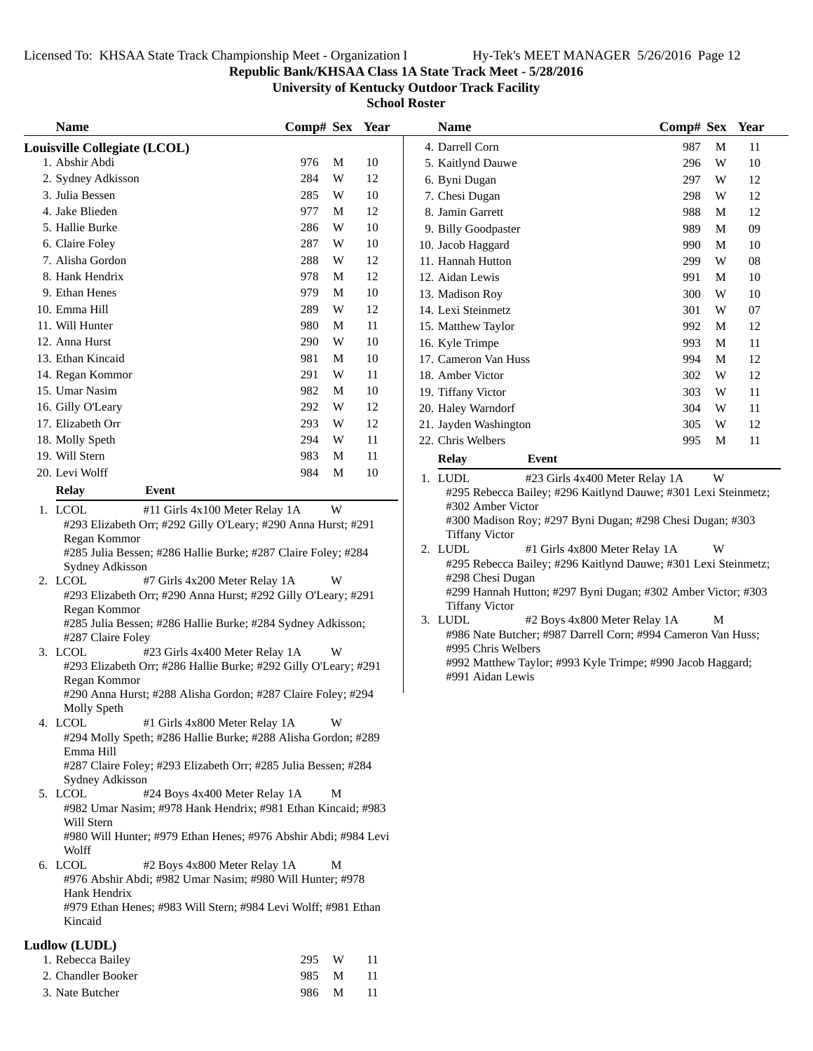# Republic Bank/KHSAA Class 1A State Track Meet - 5/28/2016

## University of Kentucky Outdoor Track Facility

## School Roster

### Louisville Collegiate (LCOL)

| Name | Comp# | Sex | Year |
|---|---|---|---|
| 1. Abshir Abdi | 976 | M | 10 |
| 2. Sydney Adkisson | 284 | W | 12 |
| 3. Julia Bessen | 285 | W | 10 |
| 4. Jake Blieden | 977 | M | 12 |
| 5. Hallie Burke | 286 | W | 10 |
| 6. Claire Foley | 287 | W | 10 |
| 7. Alisha Gordon | 288 | W | 12 |
| 8. Hank Hendrix | 978 | M | 12 |
| 9. Ethan Henes | 979 | M | 10 |
| 10. Emma Hill | 289 | W | 12 |
| 11. Will Hunter | 980 | M | 11 |
| 12. Anna Hurst | 290 | W | 10 |
| 13. Ethan Kincaid | 981 | M | 10 |
| 14. Regan Kommor | 291 | W | 11 |
| 15. Umar Nasim | 982 | M | 10 |
| 16. Gilly O'Leary | 292 | W | 12 |
| 17. Elizabeth Orr | 293 | W | 12 |
| 18. Molly Speth | 294 | W | 11 |
| 19. Will Stern | 983 | M | 11 |
| 20. Levi Wolff | 984 | M | 10 |

**Relay — Event**

1. LCOL — #11 Girls 4x100 Meter Relay 1A — W
   #293 Elizabeth Orr; #292 Gilly O'Leary; #290 Anna Hurst; #291 Regan Kommor
   #285 Julia Bessen; #286 Hallie Burke; #287 Claire Foley; #284 Sydney Adkisson
2. LCOL — #7 Girls 4x200 Meter Relay 1A — W
   #293 Elizabeth Orr; #290 Anna Hurst; #292 Gilly O'Leary; #291 Regan Kommor
   #285 Julia Bessen; #286 Hallie Burke; #284 Sydney Adkisson; #287 Claire Foley
3. LCOL — #23 Girls 4x400 Meter Relay 1A — W
   #293 Elizabeth Orr; #286 Hallie Burke; #292 Gilly O'Leary; #291 Regan Kommor
   #290 Anna Hurst; #288 Alisha Gordon; #287 Claire Foley; #294 Molly Speth
4. LCOL — #1 Girls 4x800 Meter Relay 1A — W
   #294 Molly Speth; #286 Hallie Burke; #288 Alisha Gordon; #289 Emma Hill
   #287 Claire Foley; #293 Elizabeth Orr; #285 Julia Bessen; #284 Sydney Adkisson
5. LCOL — #24 Boys 4x400 Meter Relay 1A — M
   #982 Umar Nasim; #978 Hank Hendrix; #981 Ethan Kincaid; #983 Will Stern
   #980 Will Hunter; #979 Ethan Henes; #976 Abshir Abdi; #984 Levi Wolff
6. LCOL — #2 Boys 4x800 Meter Relay 1A — M
   #976 Abshir Abdi; #982 Umar Nasim; #980 Will Hunter; #978 Hank Hendrix
   #979 Ethan Henes; #983 Will Stern; #984 Levi Wolff; #981 Ethan Kincaid

### Ludlow (LUDL)

| Name | Comp# | Sex | Year |
|---|---|---|---|
| 1. Rebecca Bailey | 295 | W | 11 |
| 2. Chandler Booker | 985 | M | 11 |
| 3. Nate Butcher | 986 | M | 11 |
| 4. Darrell Corn | 987 | M | 11 |
| 5. Kaitlynd Dauwe | 296 | W | 10 |
| 6. Byni Dugan | 297 | W | 12 |
| 7. Chesi Dugan | 298 | W | 12 |
| 8. Jamin Garrett | 988 | M | 12 |
| 9. Billy Goodpaster | 989 | M | 09 |
| 10. Jacob Haggard | 990 | M | 10 |
| 11. Hannah Hutton | 299 | W | 08 |
| 12. Aidan Lewis | 991 | M | 10 |
| 13. Madison Roy | 300 | W | 10 |
| 14. Lexi Steinmetz | 301 | W | 07 |
| 15. Matthew Taylor | 992 | M | 12 |
| 16. Kyle Trimpe | 993 | M | 11 |
| 17. Cameron Van Huss | 994 | M | 12 |
| 18. Amber Victor | 302 | W | 12 |
| 19. Tiffany Victor | 303 | W | 11 |
| 20. Haley Warndorf | 304 | W | 11 |
| 21. Jayden Washington | 305 | W | 12 |
| 22. Chris Welbers | 995 | M | 11 |

**Relay — Event**

1. LUDL — #23 Girls 4x400 Meter Relay 1A — W
   #295 Rebecca Bailey; #296 Kaitlynd Dauwe; #301 Lexi Steinmetz; #302 Amber Victor
   #300 Madison Roy; #297 Byni Dugan; #298 Chesi Dugan; #303 Tiffany Victor
2. LUDL — #1 Girls 4x800 Meter Relay 1A — W
   #295 Rebecca Bailey; #296 Kaitlynd Dauwe; #301 Lexi Steinmetz; #298 Chesi Dugan
   #299 Hannah Hutton; #297 Byni Dugan; #302 Amber Victor; #303 Tiffany Victor
3. LUDL — #2 Boys 4x800 Meter Relay 1A — M
   #986 Nate Butcher; #987 Darrell Corn; #994 Cameron Van Huss; #995 Chris Welbers
   #992 Matthew Taylor; #993 Kyle Trimpe; #990 Jacob Haggard; #991 Aidan Lewis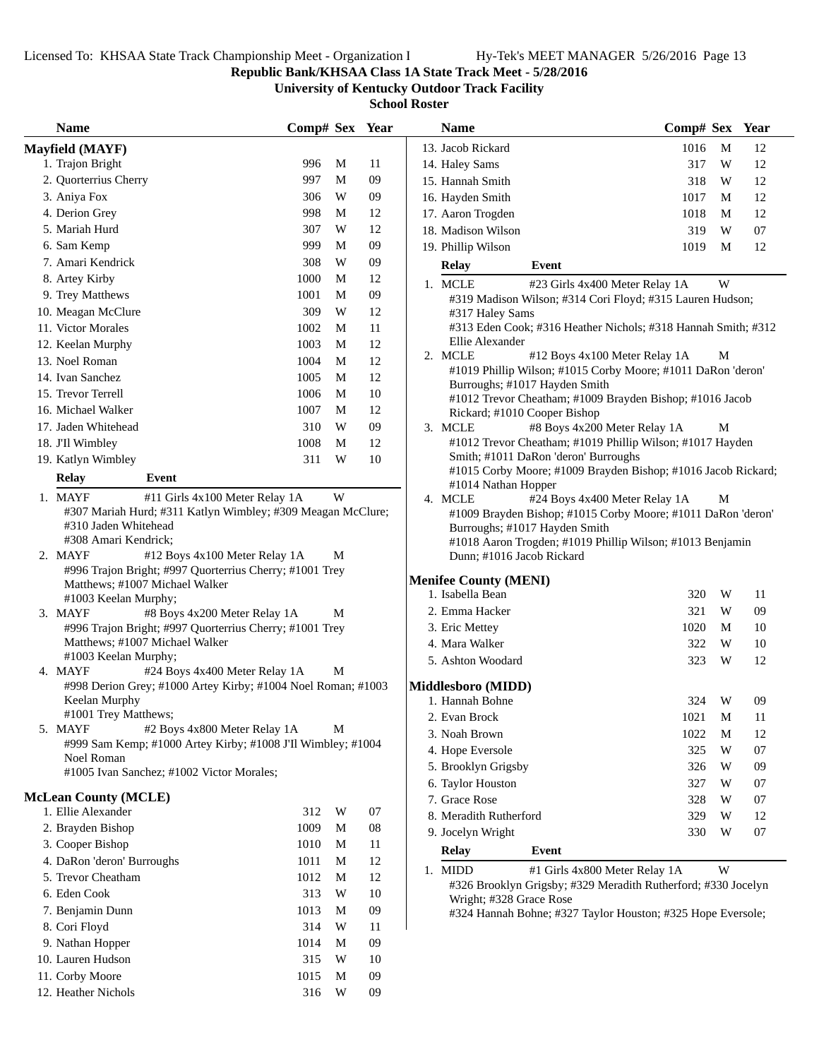## Republic Bank/KHSAA Class 1A State Track Meet - 5/28/2016

### University of Kentucky Outdoor Track Facility

### School Roster

### Mayfield (MAYF)

| Name | Comp# | Sex | Year |
|---|---|---|---|
| 1. Trajon Bright | 996 | M | 11 |
| 2. Quorterrius Cherry | 997 | M | 09 |
| 3. Aniya Fox | 306 | W | 09 |
| 4. Derion Grey | 998 | M | 12 |
| 5. Mariah Hurd | 307 | W | 12 |
| 6. Sam Kemp | 999 | M | 09 |
| 7. Amari Kendrick | 308 | W | 09 |
| 8. Artey Kirby | 1000 | M | 12 |
| 9. Trey Matthews | 1001 | M | 09 |
| 10. Meagan McClure | 309 | W | 12 |
| 11. Victor Morales | 1002 | M | 11 |
| 12. Keelan Murphy | 1003 | M | 12 |
| 13. Noel Roman | 1004 | M | 12 |
| 14. Ivan Sanchez | 1005 | M | 12 |
| 15. Trevor Terrell | 1006 | M | 10 |
| 16. Michael Walker | 1007 | M | 12 |
| 17. Jaden Whitehead | 310 | W | 09 |
| 18. J'Il Wimbley | 1008 | M | 12 |
| 19. Katlyn Wimbley | 311 | W | 10 |

| Relay | Event | |
|---|---|---|
| 1. MAYF | #11 Girls 4x100 Meter Relay 1A | W |

#307 Mariah Hurd; #311 Katlyn Wimbley; #309 Meagan McClure; #310 Jaden Whitehead
#308 Amari Kendrick;

| Relay | Event | |
|---|---|---|
| 2. MAYF | #12 Boys 4x100 Meter Relay 1A | M |

#996 Trajon Bright; #997 Quorterrius Cherry; #1001 Trey Matthews; #1007 Michael Walker
#1003 Keelan Murphy;

| Relay | Event | |
|---|---|---|
| 3. MAYF | #8 Boys 4x200 Meter Relay 1A | M |

#996 Trajon Bright; #997 Quorterrius Cherry; #1001 Trey Matthews; #1007 Michael Walker
#1003 Keelan Murphy;

| Relay | Event | |
|---|---|---|
| 4. MAYF | #24 Boys 4x400 Meter Relay 1A | M |

#998 Derion Grey; #1000 Artey Kirby; #1004 Noel Roman; #1003 Keelan Murphy
#1001 Trey Matthews;

| Relay | Event | |
|---|---|---|
| 5. MAYF | #2 Boys 4x800 Meter Relay 1A | M |

#999 Sam Kemp; #1000 Artey Kirby; #1008 J'Il Wimbley; #1004 Noel Roman
#1005 Ivan Sanchez; #1002 Victor Morales;

### McLean County (MCLE)

| Name | Comp# | Sex | Year |
|---|---|---|---|
| 1. Ellie Alexander | 312 | W | 07 |
| 2. Brayden Bishop | 1009 | M | 08 |
| 3. Cooper Bishop | 1010 | M | 11 |
| 4. DaRon 'deron' Burroughs | 1011 | M | 12 |
| 5. Trevor Cheatham | 1012 | M | 12 |
| 6. Eden Cook | 313 | W | 10 |
| 7. Benjamin Dunn | 1013 | M | 09 |
| 8. Cori Floyd | 314 | W | 11 |
| 9. Nathan Hopper | 1014 | M | 09 |
| 10. Lauren Hudson | 315 | W | 10 |
| 11. Corby Moore | 1015 | M | 09 |
| 12. Heather Nichols | 316 | W | 09 |
| 13. Jacob Rickard | 1016 | M | 12 |
| 14. Haley Sams | 317 | W | 12 |
| 15. Hannah Smith | 318 | W | 12 |
| 16. Hayden Smith | 1017 | M | 12 |
| 17. Aaron Trogden | 1018 | M | 12 |
| 18. Madison Wilson | 319 | W | 07 |
| 19. Phillip Wilson | 1019 | M | 12 |

| Relay | Event | |
|---|---|---|
| 1. MCLE | #23 Girls 4x400 Meter Relay 1A | W |

#319 Madison Wilson; #314 Cori Floyd; #315 Lauren Hudson; #317 Haley Sams
#313 Eden Cook; #316 Heather Nichols; #318 Hannah Smith; #312 Ellie Alexander

| Relay | Event | |
|---|---|---|
| 2. MCLE | #12 Boys 4x100 Meter Relay 1A | M |

#1019 Phillip Wilson; #1015 Corby Moore; #1011 DaRon 'deron' Burroughs; #1017 Hayden Smith
#1012 Trevor Cheatham; #1009 Brayden Bishop; #1016 Jacob Rickard; #1010 Cooper Bishop

| Relay | Event | |
|---|---|---|
| 3. MCLE | #8 Boys 4x200 Meter Relay 1A | M |

#1012 Trevor Cheatham; #1019 Phillip Wilson; #1017 Hayden Smith; #1011 DaRon 'deron' Burroughs
#1015 Corby Moore; #1009 Brayden Bishop; #1016 Jacob Rickard; #1014 Nathan Hopper

| Relay | Event | |
|---|---|---|
| 4. MCLE | #24 Boys 4x400 Meter Relay 1A | M |

#1009 Brayden Bishop; #1015 Corby Moore; #1011 DaRon 'deron' Burroughs; #1017 Hayden Smith
#1018 Aaron Trogden; #1019 Phillip Wilson; #1013 Benjamin Dunn; #1016 Jacob Rickard

### Menifee County (MENI)

| Name | Comp# | Sex | Year |
|---|---|---|---|
| 1. Isabella Bean | 320 | W | 11 |
| 2. Emma Hacker | 321 | W | 09 |
| 3. Eric Mettey | 1020 | M | 10 |
| 4. Mara Walker | 322 | W | 10 |
| 5. Ashton Woodard | 323 | W | 12 |

### Middlesboro (MIDD)

| Name | Comp# | Sex | Year |
|---|---|---|---|
| 1. Hannah Bohne | 324 | W | 09 |
| 2. Evan Brock | 1021 | M | 11 |
| 3. Noah Brown | 1022 | M | 12 |
| 4. Hope Eversole | 325 | W | 07 |
| 5. Brooklyn Grigsby | 326 | W | 09 |
| 6. Taylor Houston | 327 | W | 07 |
| 7. Grace Rose | 328 | W | 07 |
| 8. Meradith Rutherford | 329 | W | 12 |
| 9. Jocelyn Wright | 330 | W | 07 |

| Relay | Event | |
|---|---|---|
| 1. MIDD | #1 Girls 4x800 Meter Relay 1A | W |

#326 Brooklyn Grigsby; #329 Meradith Rutherford; #330 Jocelyn Wright; #328 Grace Rose
#324 Hannah Bohne; #327 Taylor Houston; #325 Hope Eversole;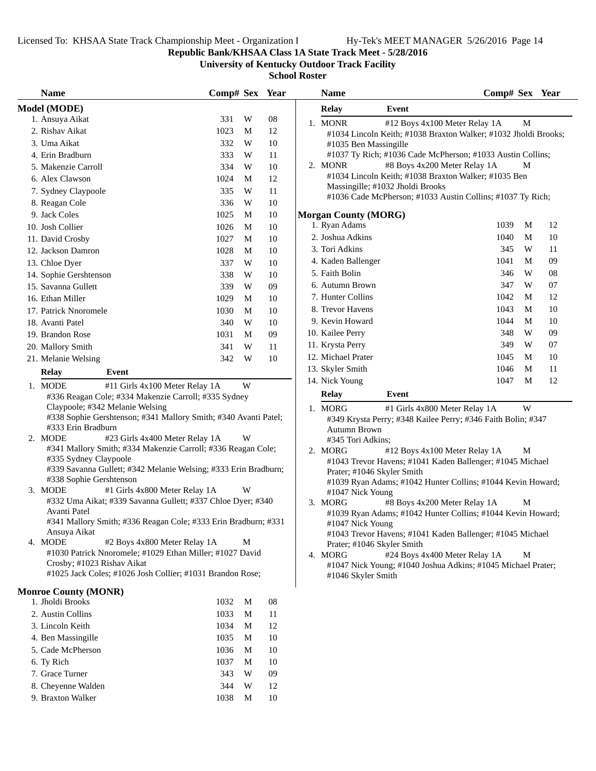# Republic Bank/KHSAA Class 1A State Track Meet - 5/28/2016

## University of Kentucky Outdoor Track Facility

### School Roster

**Model (MODE)**

| Name | Comp# | Sex | Year |
|---|---|---|---|
| 1. Ansuya Aikat | 331 | W | 08 |
| 2. Rishav Aikat | 1023 | M | 12 |
| 3. Uma Aikat | 332 | W | 10 |
| 4. Erin Bradburn | 333 | W | 11 |
| 5. Makenzie Carroll | 334 | W | 10 |
| 6. Alex Clawson | 1024 | M | 12 |
| 7. Sydney Claypoole | 335 | W | 11 |
| 8. Reagan Cole | 336 | W | 10 |
| 9. Jack Coles | 1025 | M | 10 |
| 10. Josh Collier | 1026 | M | 10 |
| 11. David Crosby | 1027 | M | 10 |
| 12. Jackson Damron | 1028 | M | 10 |
| 13. Chloe Dyer | 337 | W | 10 |
| 14. Sophie Gershtenson | 338 | W | 10 |
| 15. Savanna Gullett | 339 | W | 09 |
| 16. Ethan Miller | 1029 | M | 10 |
| 17. Patrick Nnoromele | 1030 | M | 10 |
| 18. Avanti Patel | 340 | W | 10 |
| 19. Brandon Rose | 1031 | M | 09 |
| 20. Mallory Smith | 341 | W | 11 |
| 21. Melanie Welsing | 342 | W | 10 |

| Relay | Event | |
|---|---|---|
| 1. MODE | #11 Girls 4x100 Meter Relay 1A | W |

#336 Reagan Cole; #334 Makenzie Carroll; #335 Sydney Claypoole; #342 Melanie Welsing
#338 Sophie Gershtenson; #341 Mallory Smith; #340 Avanti Patel; #333 Erin Bradburn

| Relay | Event | |
|---|---|---|
| 2. MODE | #23 Girls 4x400 Meter Relay 1A | W |

#341 Mallory Smith; #334 Makenzie Carroll; #336 Reagan Cole; #335 Sydney Claypoole
#339 Savanna Gullett; #342 Melanie Welsing; #333 Erin Bradburn; #338 Sophie Gershtenson

| Relay | Event | |
|---|---|---|
| 3. MODE | #1 Girls 4x800 Meter Relay 1A | W |

#332 Uma Aikat; #339 Savanna Gullett; #337 Chloe Dyer; #340 Avanti Patel
#341 Mallory Smith; #336 Reagan Cole; #333 Erin Bradburn; #331 Ansuya Aikat

| Relay | Event | |
|---|---|---|
| 4. MODE | #2 Boys 4x800 Meter Relay 1A | M |

#1030 Patrick Nnoromele; #1029 Ethan Miller; #1027 David Crosby; #1023 Rishav Aikat
#1025 Jack Coles; #1026 Josh Collier; #1031 Brandon Rose;

**Monroe County (MONR)**

| Name | Comp# | Sex | Year |
|---|---|---|---|
| 1. Jholdi Brooks | 1032 | M | 08 |
| 2. Austin Collins | 1033 | M | 11 |
| 3. Lincoln Keith | 1034 | M | 12 |
| 4. Ben Massingille | 1035 | M | 10 |
| 5. Cade McPherson | 1036 | M | 10 |
| 6. Ty Rich | 1037 | M | 10 |
| 7. Grace Turner | 343 | W | 09 |
| 8. Cheyenne Walden | 344 | W | 12 |
| 9. Braxton Walker | 1038 | M | 10 |

| Relay | Event | |
|---|---|---|
| 1. MONR | #12 Boys 4x100 Meter Relay 1A | M |

#1034 Lincoln Keith; #1038 Braxton Walker; #1032 Jholdi Brooks; #1035 Ben Massingille
#1037 Ty Rich; #1036 Cade McPherson; #1033 Austin Collins;

| Relay | Event | |
|---|---|---|
| 2. MONR | #8 Boys 4x200 Meter Relay 1A | M |

#1034 Lincoln Keith; #1038 Braxton Walker; #1035 Ben Massingille; #1032 Jholdi Brooks
#1036 Cade McPherson; #1033 Austin Collins; #1037 Ty Rich;

**Morgan County (MORG)**

| Name | Comp# | Sex | Year |
|---|---|---|---|
| 1. Ryan Adams | 1039 | M | 12 |
| 2. Joshua Adkins | 1040 | M | 10 |
| 3. Tori Adkins | 345 | W | 11 |
| 4. Kaden Ballenger | 1041 | M | 09 |
| 5. Faith Bolin | 346 | W | 08 |
| 6. Autumn Brown | 347 | W | 07 |
| 7. Hunter Collins | 1042 | M | 12 |
| 8. Trevor Havens | 1043 | M | 10 |
| 9. Kevin Howard | 1044 | M | 10 |
| 10. Kailee Perry | 348 | W | 09 |
| 11. Krysta Perry | 349 | W | 07 |
| 12. Michael Prater | 1045 | M | 10 |
| 13. Skyler Smith | 1046 | M | 11 |
| 14. Nick Young | 1047 | M | 12 |

| Relay | Event | |
|---|---|---|
| 1. MORG | #1 Girls 4x800 Meter Relay 1A | W |

#349 Krysta Perry; #348 Kailee Perry; #346 Faith Bolin; #347 Autumn Brown
#345 Tori Adkins;

| Relay | Event | |
|---|---|---|
| 2. MORG | #12 Boys 4x100 Meter Relay 1A | M |

#1043 Trevor Havens; #1041 Kaden Ballenger; #1045 Michael Prater; #1046 Skyler Smith
#1039 Ryan Adams; #1042 Hunter Collins; #1044 Kevin Howard; #1047 Nick Young

| Relay | Event | |
|---|---|---|
| 3. MORG | #8 Boys 4x200 Meter Relay 1A | M |

#1039 Ryan Adams; #1042 Hunter Collins; #1044 Kevin Howard; #1047 Nick Young
#1043 Trevor Havens; #1041 Kaden Ballenger; #1045 Michael Prater; #1046 Skyler Smith

| Relay | Event | |
|---|---|---|
| 4. MORG | #24 Boys 4x400 Meter Relay 1A | M |

#1047 Nick Young; #1040 Joshua Adkins; #1045 Michael Prater; #1046 Skyler Smith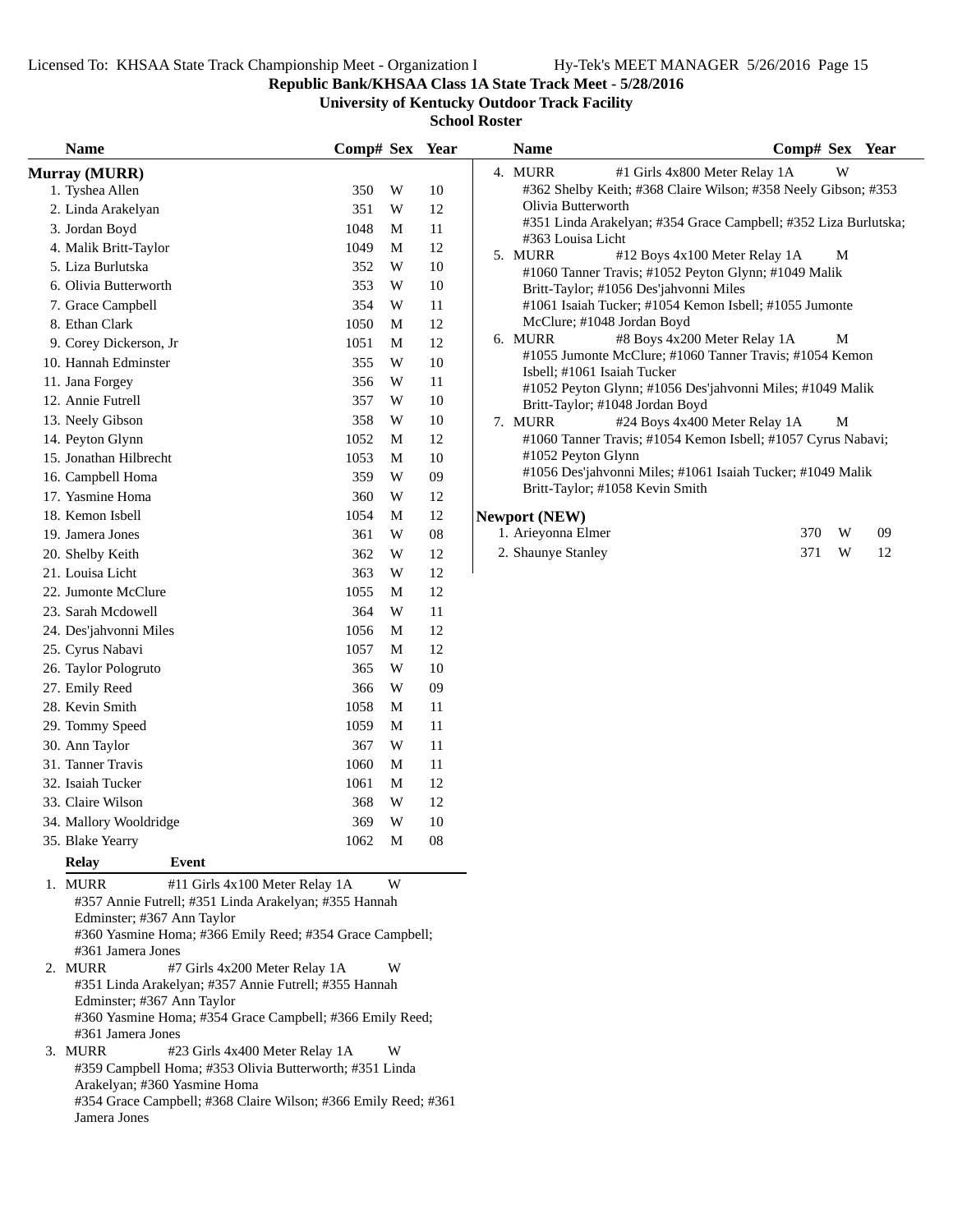**Republic Bank/KHSAA Class 1A State Track Meet - 5/28/2016**

**University of Kentucky Outdoor Track Facility**

**School Roster**

## Murray (MURR)

| Name | Comp# | Sex | Year |
|---|---|---|---|
| 1. Tyshea Allen | 350 | W | 10 |
| 2. Linda Arakelyan | 351 | W | 12 |
| 3. Jordan Boyd | 1048 | M | 11 |
| 4. Malik Britt-Taylor | 1049 | M | 12 |
| 5. Liza Burlutska | 352 | W | 10 |
| 6. Olivia Butterworth | 353 | W | 10 |
| 7. Grace Campbell | 354 | W | 11 |
| 8. Ethan Clark | 1050 | M | 12 |
| 9. Corey Dickerson, Jr | 1051 | M | 12 |
| 10. Hannah Edminster | 355 | W | 10 |
| 11. Jana Forgey | 356 | W | 11 |
| 12. Annie Futrell | 357 | W | 10 |
| 13. Neely Gibson | 358 | W | 10 |
| 14. Peyton Glynn | 1052 | M | 12 |
| 15. Jonathan Hilbrecht | 1053 | M | 10 |
| 16. Campbell Homa | 359 | W | 09 |
| 17. Yasmine Homa | 360 | W | 12 |
| 18. Kemon Isbell | 1054 | M | 12 |
| 19. Jamera Jones | 361 | W | 08 |
| 20. Shelby Keith | 362 | W | 12 |
| 21. Louisa Licht | 363 | W | 12 |
| 22. Jumonte McClure | 1055 | M | 12 |
| 23. Sarah Mcdowell | 364 | W | 11 |
| 24. Des'jahvonni Miles | 1056 | M | 12 |
| 25. Cyrus Nabavi | 1057 | M | 12 |
| 26. Taylor Pologruto | 365 | W | 10 |
| 27. Emily Reed | 366 | W | 09 |
| 28. Kevin Smith | 1058 | M | 11 |
| 29. Tommy Speed | 1059 | M | 11 |
| 30. Ann Taylor | 367 | W | 11 |
| 31. Tanner Travis | 1060 | M | 11 |
| 32. Isaiah Tucker | 1061 | M | 12 |
| 33. Claire Wilson | 368 | W | 12 |
| 34. Mallory Wooldridge | 369 | W | 10 |
| 35. Blake Yearry | 1062 | M | 08 |

| Relay | Event | |
|---|---|---|
| 1. MURR | #11 Girls 4x100 Meter Relay 1A | W |
| 2. MURR | #7 Girls 4x200 Meter Relay 1A | W |
| 3. MURR | #23 Girls 4x400 Meter Relay 1A | W |
| 4. MURR | #1 Girls 4x800 Meter Relay 1A | W |
| 5. MURR | #12 Boys 4x100 Meter Relay 1A | M |
| 6. MURR | #8 Boys 4x200 Meter Relay 1A | M |
| 7. MURR | #24 Boys 4x400 Meter Relay 1A | M |

1. MURR — #11 Girls 4x100 Meter Relay 1A — W
   #357 Annie Futrell; #351 Linda Arakelyan; #355 Hannah Edminster; #367 Ann Taylor
   #360 Yasmine Homa; #366 Emily Reed; #354 Grace Campbell; #361 Jamera Jones
2. MURR — #7 Girls 4x200 Meter Relay 1A — W
   #351 Linda Arakelyan; #357 Annie Futrell; #355 Hannah Edminster; #367 Ann Taylor
   #360 Yasmine Homa; #354 Grace Campbell; #366 Emily Reed; #361 Jamera Jones
3. MURR — #23 Girls 4x400 Meter Relay 1A — W
   #359 Campbell Homa; #353 Olivia Butterworth; #351 Linda Arakelyan; #360 Yasmine Homa
   #354 Grace Campbell; #368 Claire Wilson; #366 Emily Reed; #361 Jamera Jones
4. MURR — #1 Girls 4x800 Meter Relay 1A — W
   #362 Shelby Keith; #368 Claire Wilson; #358 Neely Gibson; #353 Olivia Butterworth
   #351 Linda Arakelyan; #354 Grace Campbell; #352 Liza Burlutska; #363 Louisa Licht
5. MURR — #12 Boys 4x100 Meter Relay 1A — M
   #1060 Tanner Travis; #1052 Peyton Glynn; #1049 Malik Britt-Taylor; #1056 Des'jahvonni Miles
   #1061 Isaiah Tucker; #1054 Kemon Isbell; #1055 Jumonte McClure; #1048 Jordan Boyd
6. MURR — #8 Boys 4x200 Meter Relay 1A — M
   #1055 Jumonte McClure; #1060 Tanner Travis; #1054 Kemon Isbell; #1061 Isaiah Tucker
   #1052 Peyton Glynn; #1056 Des'jahvonni Miles; #1049 Malik Britt-Taylor; #1048 Jordan Boyd
7. MURR — #24 Boys 4x400 Meter Relay 1A — M
   #1060 Tanner Travis; #1054 Kemon Isbell; #1057 Cyrus Nabavi; #1052 Peyton Glynn
   #1056 Des'jahvonni Miles; #1061 Isaiah Tucker; #1049 Malik Britt-Taylor; #1058 Kevin Smith

## Newport (NEW)

| Name | Comp# | Sex | Year |
|---|---|---|---|
| 1. Arieyonna Elmer | 370 | W | 09 |
| 2. Shaunye Stanley | 371 | W | 12 |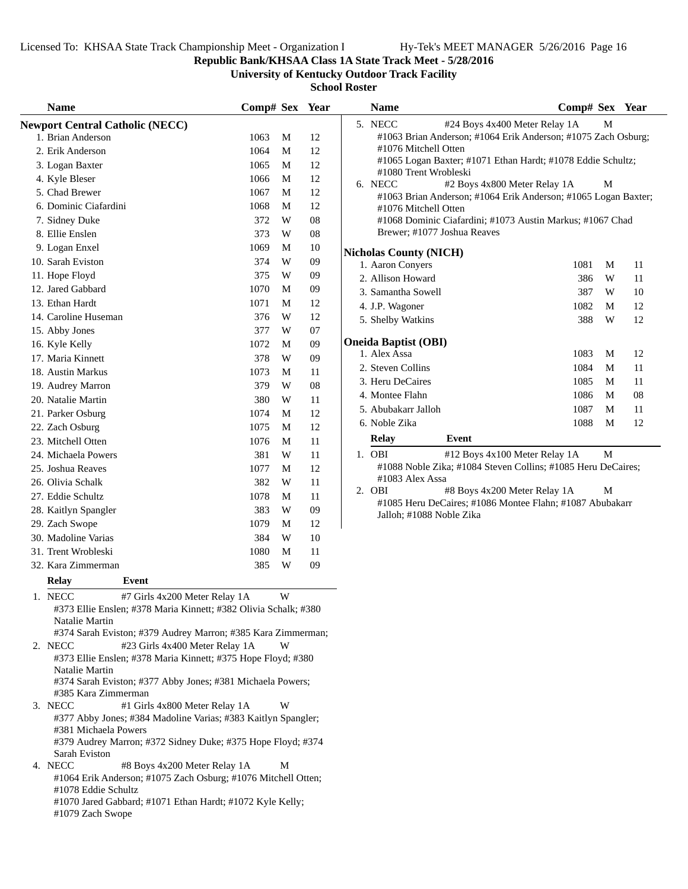**Republic Bank/KHSAA Class 1A State Track Meet - 5/28/2016**

**University of Kentucky Outdoor Track Facility**

**School Roster**

## Newport Central Catholic (NECC)

| Name | Comp# | Sex | Year |
|---|---|---|---|
| 1. Brian Anderson | 1063 | M | 12 |
| 2. Erik Anderson | 1064 | M | 12 |
| 3. Logan Baxter | 1065 | M | 12 |
| 4. Kyle Bleser | 1066 | M | 12 |
| 5. Chad Brewer | 1067 | M | 12 |
| 6. Dominic Ciafardini | 1068 | M | 12 |
| 7. Sidney Duke | 372 | W | 08 |
| 8. Ellie Enslen | 373 | W | 08 |
| 9. Logan Enxel | 1069 | M | 10 |
| 10. Sarah Eviston | 374 | W | 09 |
| 11. Hope Floyd | 375 | W | 09 |
| 12. Jared Gabbard | 1070 | M | 09 |
| 13. Ethan Hardt | 1071 | M | 12 |
| 14. Caroline Huseman | 376 | W | 12 |
| 15. Abby Jones | 377 | W | 07 |
| 16. Kyle Kelly | 1072 | M | 09 |
| 17. Maria Kinnett | 378 | W | 09 |
| 18. Austin Markus | 1073 | M | 11 |
| 19. Audrey Marron | 379 | W | 08 |
| 20. Natalie Martin | 380 | W | 11 |
| 21. Parker Osburg | 1074 | M | 12 |
| 22. Zach Osburg | 1075 | M | 12 |
| 23. Mitchell Otten | 1076 | M | 11 |
| 24. Michaela Powers | 381 | W | 11 |
| 25. Joshua Reaves | 1077 | M | 12 |
| 26. Olivia Schalk | 382 | W | 11 |
| 27. Eddie Schultz | 1078 | M | 11 |
| 28. Kaitlyn Spangler | 383 | W | 09 |
| 29. Zach Swope | 1079 | M | 12 |
| 30. Madoline Varias | 384 | W | 10 |
| 31. Trent Wrobleski | 1080 | M | 11 |
| 32. Kara Zimmerman | 385 | W | 09 |

| Relay | Event | |
|---|---|---|
| 1. NECC | #7 Girls 4x200 Meter Relay 1A | W |
| | #373 Ellie Enslen; #378 Maria Kinnett; #382 Olivia Schalk; #380 Natalie Martin | |
| | #374 Sarah Eviston; #379 Audrey Marron; #385 Kara Zimmerman; | |
| 2. NECC | #23 Girls 4x400 Meter Relay 1A | W |
| | #373 Ellie Enslen; #378 Maria Kinnett; #375 Hope Floyd; #380 Natalie Martin | |
| | #374 Sarah Eviston; #377 Abby Jones; #381 Michaela Powers; #385 Kara Zimmerman | |
| 3. NECC | #1 Girls 4x800 Meter Relay 1A | W |
| | #377 Abby Jones; #384 Madoline Varias; #383 Kaitlyn Spangler; #381 Michaela Powers | |
| | #379 Audrey Marron; #372 Sidney Duke; #375 Hope Floyd; #374 Sarah Eviston | |
| 4. NECC | #8 Boys 4x200 Meter Relay 1A | M |
| | #1064 Erik Anderson; #1075 Zach Osburg; #1076 Mitchell Otten; #1078 Eddie Schultz | |
| | #1070 Jared Gabbard; #1071 Ethan Hardt; #1072 Kyle Kelly; #1079 Zach Swope | |
| 5. NECC | #24 Boys 4x400 Meter Relay 1A | M |
| | #1063 Brian Anderson; #1064 Erik Anderson; #1075 Zach Osburg; #1076 Mitchell Otten | |
| | #1065 Logan Baxter; #1071 Ethan Hardt; #1078 Eddie Schultz; #1080 Trent Wrobleski | |
| 6. NECC | #2 Boys 4x800 Meter Relay 1A | M |
| | #1063 Brian Anderson; #1064 Erik Anderson; #1065 Logan Baxter; #1076 Mitchell Otten | |
| | #1068 Dominic Ciafardini; #1073 Austin Markus; #1067 Chad Brewer; #1077 Joshua Reaves | |

## Nicholas County (NICH)

| Name | Comp# | Sex | Year |
|---|---|---|---|
| 1. Aaron Conyers | 1081 | M | 11 |
| 2. Allison Howard | 386 | W | 11 |
| 3. Samantha Sowell | 387 | W | 10 |
| 4. J.P. Wagoner | 1082 | M | 12 |
| 5. Shelby Watkins | 388 | W | 12 |

## Oneida Baptist (OBI)

| Name | Comp# | Sex | Year |
|---|---|---|---|
| 1. Alex Assa | 1083 | M | 12 |
| 2. Steven Collins | 1084 | M | 11 |
| 3. Heru DeCaires | 1085 | M | 11 |
| 4. Montee Flahn | 1086 | M | 08 |
| 5. Abubakarr Jalloh | 1087 | M | 11 |
| 6. Noble Zika | 1088 | M | 12 |

| Relay | Event | |
|---|---|---|
| 1. OBI | #12 Boys 4x100 Meter Relay 1A | M |
| | #1088 Noble Zika; #1084 Steven Collins; #1085 Heru DeCaires; #1083 Alex Assa | |
| 2. OBI | #8 Boys 4x200 Meter Relay 1A | M |
| | #1085 Heru DeCaires; #1086 Montee Flahn; #1087 Abubakarr Jalloh; #1088 Noble Zika | |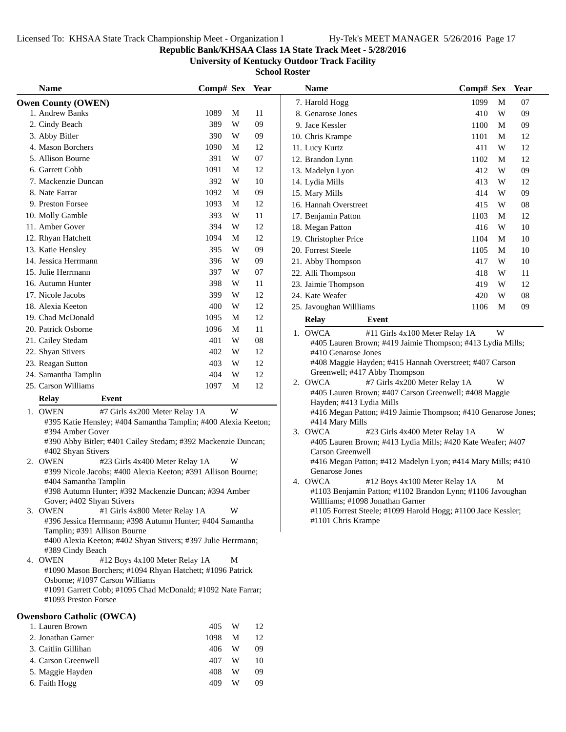**Republic Bank/KHSAA Class 1A State Track Meet - 5/28/2016**

**University of Kentucky Outdoor Track Facility**

**School Roster**

## Owen County (OWEN)

| Name | Comp# | Sex | Year |
|---|---|---|---|
| 1. Andrew Banks | 1089 | M | 11 |
| 2. Cindy Beach | 389 | W | 09 |
| 3. Abby Bitler | 390 | W | 09 |
| 4. Mason Borchers | 1090 | M | 12 |
| 5. Allison Bourne | 391 | W | 07 |
| 6. Garrett Cobb | 1091 | M | 12 |
| 7. Mackenzie Duncan | 392 | W | 10 |
| 8. Nate Farrar | 1092 | M | 09 |
| 9. Preston Forsee | 1093 | M | 12 |
| 10. Molly Gamble | 393 | W | 11 |
| 11. Amber Gover | 394 | W | 12 |
| 12. Rhyan Hatchett | 1094 | M | 12 |
| 13. Katie Hensley | 395 | W | 09 |
| 14. Jessica Herrmann | 396 | W | 09 |
| 15. Julie Herrmann | 397 | W | 07 |
| 16. Autumn Hunter | 398 | W | 11 |
| 17. Nicole Jacobs | 399 | W | 12 |
| 18. Alexia Keeton | 400 | W | 12 |
| 19. Chad McDonald | 1095 | M | 12 |
| 20. Patrick Osborne | 1096 | M | 11 |
| 21. Cailey Stedam | 401 | W | 08 |
| 22. Shyan Stivers | 402 | W | 12 |
| 23. Reagan Sutton | 403 | W | 12 |
| 24. Samantha Tamplin | 404 | W | 12 |
| 25. Carson Williams | 1097 | M | 12 |

**Relay — Event**

1. OWEN — #7 Girls 4x200 Meter Relay 1A — W
   #395 Katie Hensley; #404 Samantha Tamplin; #400 Alexia Keeton; #394 Amber Gover
   #390 Abby Bitler; #401 Cailey Stedam; #392 Mackenzie Duncan; #402 Shyan Stivers
2. OWEN — #23 Girls 4x400 Meter Relay 1A — W
   #399 Nicole Jacobs; #400 Alexia Keeton; #391 Allison Bourne; #404 Samantha Tamplin
   #398 Autumn Hunter; #392 Mackenzie Duncan; #394 Amber Gover; #402 Shyan Stivers
3. OWEN — #1 Girls 4x800 Meter Relay 1A — W
   #396 Jessica Herrmann; #398 Autumn Hunter; #404 Samantha Tamplin; #391 Allison Bourne
   #400 Alexia Keeton; #402 Shyan Stivers; #397 Julie Herrmann; #389 Cindy Beach
4. OWEN — #12 Boys 4x100 Meter Relay 1A — M
   #1090 Mason Borchers; #1094 Rhyan Hatchett; #1096 Patrick Osborne; #1097 Carson Williams
   #1091 Garrett Cobb; #1095 Chad McDonald; #1092 Nate Farrar; #1093 Preston Forsee

## Owensboro Catholic (OWCA)

| Name | Comp# | Sex | Year |
|---|---|---|---|
| 1. Lauren Brown | 405 | W | 12 |
| 2. Jonathan Garner | 1098 | M | 12 |
| 3. Caitlin Gillihan | 406 | W | 09 |
| 4. Carson Greenwell | 407 | W | 10 |
| 5. Maggie Hayden | 408 | W | 09 |
| 6. Faith Hogg | 409 | W | 09 |
| 7. Harold Hogg | 1099 | M | 07 |
| 8. Genarose Jones | 410 | W | 09 |
| 9. Jace Kessler | 1100 | M | 09 |
| 10. Chris Krampe | 1101 | M | 12 |
| 11. Lucy Kurtz | 411 | W | 12 |
| 12. Brandon Lynn | 1102 | M | 12 |
| 13. Madelyn Lyon | 412 | W | 09 |
| 14. Lydia Mills | 413 | W | 12 |
| 15. Mary Mills | 414 | W | 09 |
| 16. Hannah Overstreet | 415 | W | 08 |
| 17. Benjamin Patton | 1103 | M | 12 |
| 18. Megan Patton | 416 | W | 10 |
| 19. Christopher Price | 1104 | M | 10 |
| 20. Forrest Steele | 1105 | M | 10 |
| 21. Abby Thompson | 417 | W | 10 |
| 22. Alli Thompson | 418 | W | 11 |
| 23. Jaimie Thompson | 419 | W | 12 |
| 24. Kate Weafer | 420 | W | 08 |
| 25. Javoughan Willliams | 1106 | M | 09 |

**Relay — Event**

1. OWCA — #11 Girls 4x100 Meter Relay 1A — W
   #405 Lauren Brown; #419 Jaimie Thompson; #413 Lydia Mills; #410 Genarose Jones
   #408 Maggie Hayden; #415 Hannah Overstreet; #407 Carson Greenwell; #417 Abby Thompson
2. OWCA — #7 Girls 4x200 Meter Relay 1A — W
   #405 Lauren Brown; #407 Carson Greenwell; #408 Maggie Hayden; #413 Lydia Mills
   #416 Megan Patton; #419 Jaimie Thompson; #410 Genarose Jones; #414 Mary Mills
3. OWCA — #23 Girls 4x400 Meter Relay 1A — W
   #405 Lauren Brown; #413 Lydia Mills; #420 Kate Weafer; #407 Carson Greenwell
   #416 Megan Patton; #412 Madelyn Lyon; #414 Mary Mills; #410 Genarose Jones
4. OWCA — #12 Boys 4x100 Meter Relay 1A — M
   #1103 Benjamin Patton; #1102 Brandon Lynn; #1106 Javoughan Willliams; #1098 Jonathan Garner
   #1105 Forrest Steele; #1099 Harold Hogg; #1100 Jace Kessler; #1101 Chris Krampe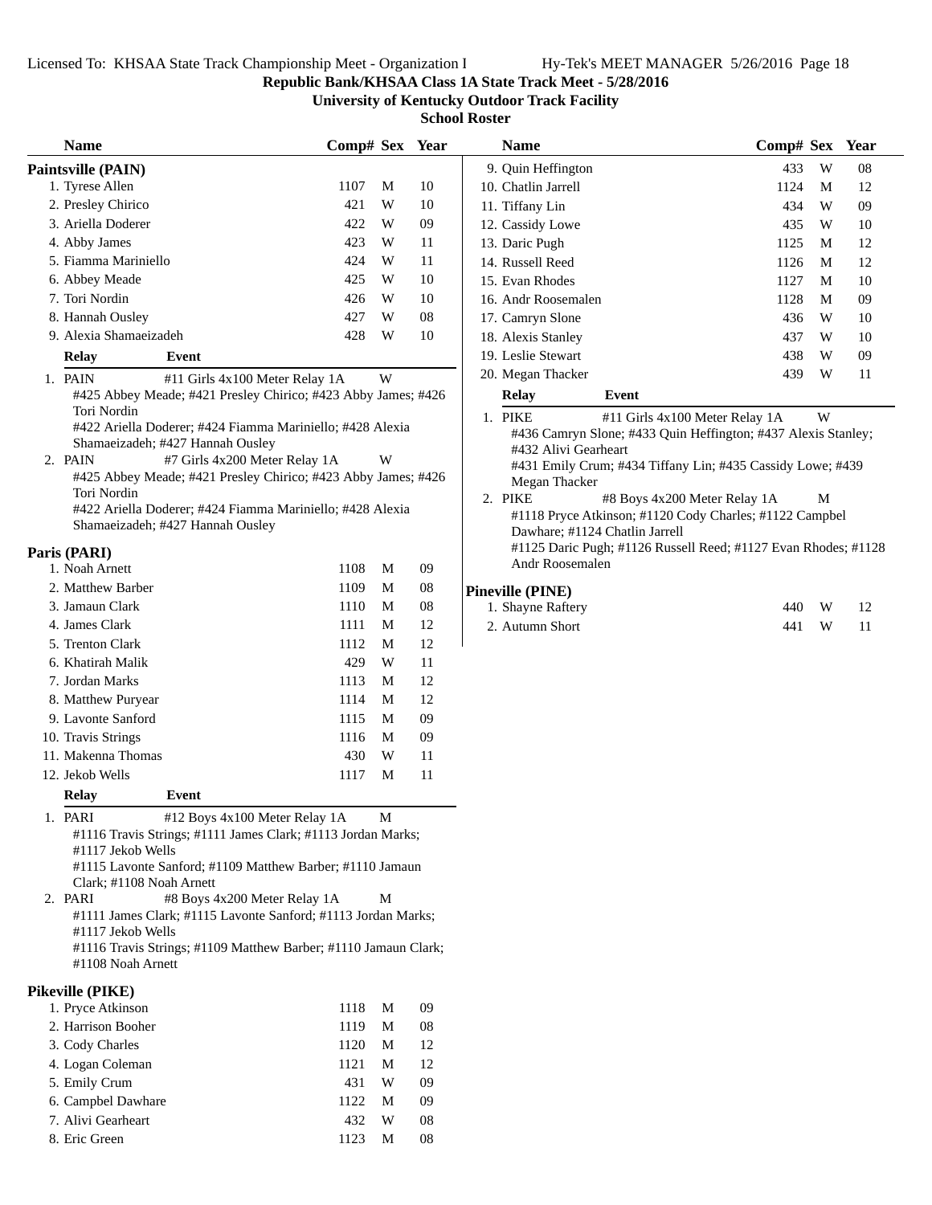**Republic Bank/KHSAA Class 1A State Track Meet - 5/28/2016**

**University of Kentucky Outdoor Track Facility**

**School Roster**

## Paintsville (PAIN)

| Name | Comp# | Sex | Year |
|---|---|---|---|
| 1. Tyrese Allen | 1107 | M | 10 |
| 2. Presley Chirico | 421 | W | 10 |
| 3. Ariella Doderer | 422 | W | 09 |
| 4. Abby James | 423 | W | 11 |
| 5. Fiamma Mariniello | 424 | W | 11 |
| 6. Abbey Meade | 425 | W | 10 |
| 7. Tori Nordin | 426 | W | 10 |
| 8. Hannah Ousley | 427 | W | 08 |
| 9. Alexia Shamaeizadeh | 428 | W | 10 |

**Relay — Event**

1. PAIN — #11 Girls 4x100 Meter Relay 1A — W
   #425 Abbey Meade; #421 Presley Chirico; #423 Abby James; #426 Tori Nordin
   #422 Ariella Doderer; #424 Fiamma Mariniello; #428 Alexia Shamaeizadeh; #427 Hannah Ousley
2. PAIN — #7 Girls 4x200 Meter Relay 1A — W
   #425 Abbey Meade; #421 Presley Chirico; #423 Abby James; #426 Tori Nordin
   #422 Ariella Doderer; #424 Fiamma Mariniello; #428 Alexia Shamaeizadeh; #427 Hannah Ousley

## Paris (PARI)

| Name | Comp# | Sex | Year |
|---|---|---|---|
| 1. Noah Arnett | 1108 | M | 09 |
| 2. Matthew Barber | 1109 | M | 08 |
| 3. Jamaun Clark | 1110 | M | 08 |
| 4. James Clark | 1111 | M | 12 |
| 5. Trenton Clark | 1112 | M | 12 |
| 6. Khatirah Malik | 429 | W | 11 |
| 7. Jordan Marks | 1113 | M | 12 |
| 8. Matthew Puryear | 1114 | M | 12 |
| 9. Lavonte Sanford | 1115 | M | 09 |
| 10. Travis Strings | 1116 | M | 09 |
| 11. Makenna Thomas | 430 | W | 11 |
| 12. Jekob Wells | 1117 | M | 11 |

**Relay — Event**

1. PARI — #12 Boys 4x100 Meter Relay 1A — M
   #1116 Travis Strings; #1111 James Clark; #1113 Jordan Marks; #1117 Jekob Wells
   #1115 Lavonte Sanford; #1109 Matthew Barber; #1110 Jamaun Clark; #1108 Noah Arnett
2. PARI — #8 Boys 4x200 Meter Relay 1A — M
   #1111 James Clark; #1115 Lavonte Sanford; #1113 Jordan Marks; #1117 Jekob Wells
   #1116 Travis Strings; #1109 Matthew Barber; #1110 Jamaun Clark; #1108 Noah Arnett

## Pikeville (PIKE)

| Name | Comp# | Sex | Year |
|---|---|---|---|
| 1. Pryce Atkinson | 1118 | M | 09 |
| 2. Harrison Booher | 1119 | M | 08 |
| 3. Cody Charles | 1120 | M | 12 |
| 4. Logan Coleman | 1121 | M | 12 |
| 5. Emily Crum | 431 | W | 09 |
| 6. Campbel Dawhare | 1122 | M | 09 |
| 7. Alivi Gearheart | 432 | W | 08 |
| 8. Eric Green | 1123 | M | 08 |
| 9. Quin Heffington | 433 | W | 08 |
| 10. Chatlin Jarrell | 1124 | M | 12 |
| 11. Tiffany Lin | 434 | W | 09 |
| 12. Cassidy Lowe | 435 | W | 10 |
| 13. Daric Pugh | 1125 | M | 12 |
| 14. Russell Reed | 1126 | M | 12 |
| 15. Evan Rhodes | 1127 | M | 10 |
| 16. Andr Roosemalen | 1128 | M | 09 |
| 17. Camryn Slone | 436 | W | 10 |
| 18. Alexis Stanley | 437 | W | 10 |
| 19. Leslie Stewart | 438 | W | 09 |
| 20. Megan Thacker | 439 | W | 11 |

**Relay — Event**

1. PIKE — #11 Girls 4x100 Meter Relay 1A — W
   #436 Camryn Slone; #433 Quin Heffington; #437 Alexis Stanley; #432 Alivi Gearheart
   #431 Emily Crum; #434 Tiffany Lin; #435 Cassidy Lowe; #439 Megan Thacker
2. PIKE — #8 Boys 4x200 Meter Relay 1A — M
   #1118 Pryce Atkinson; #1120 Cody Charles; #1122 Campbel Dawhare; #1124 Chatlin Jarrell
   #1125 Daric Pugh; #1126 Russell Reed; #1127 Evan Rhodes; #1128 Andr Roosemalen

## Pineville (PINE)

| Name | Comp# | Sex | Year |
|---|---|---|---|
| 1. Shayne Raftery | 440 | W | 12 |
| 2. Autumn Short | 441 | W | 11 |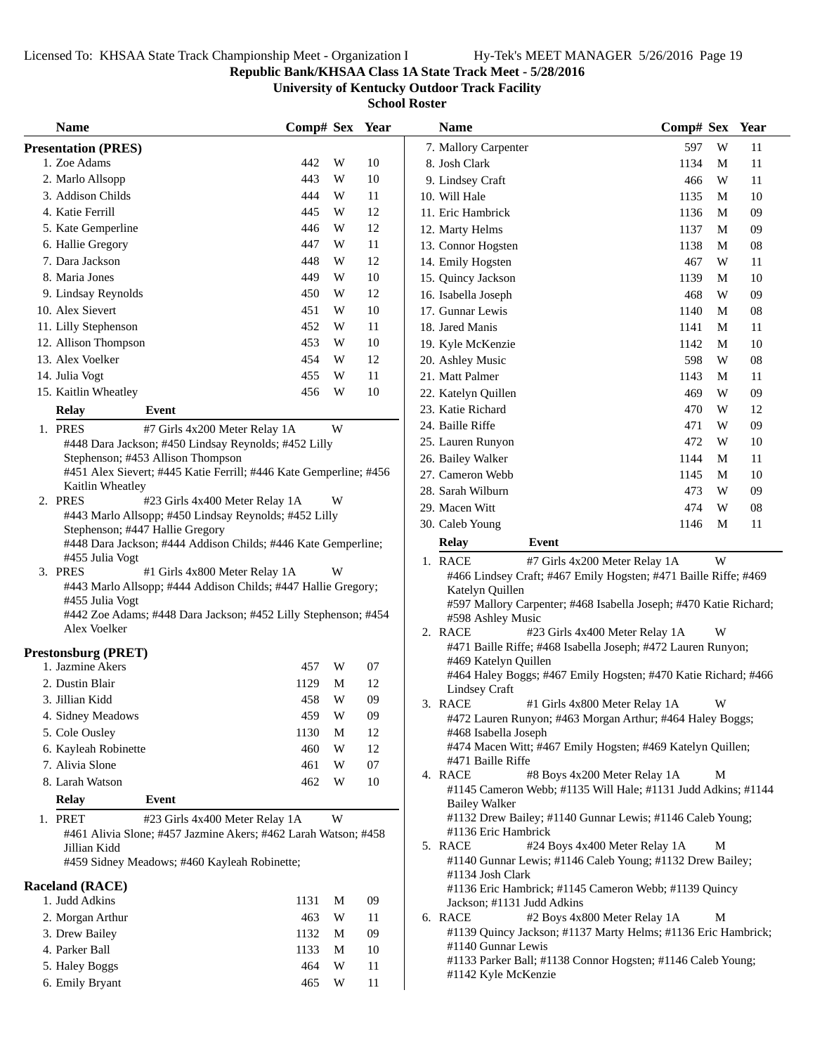Republic Bank/KHSAA Class 1A State Track Meet - 5/28/2016

University of Kentucky Outdoor Track Facility

School Roster

## Presentation (PRES)

| Name | Comp# | Sex | Year |
|---|---|---|---|
| 1. Zoe Adams | 442 | W | 10 |
| 2. Marlo Allsopp | 443 | W | 10 |
| 3. Addison Childs | 444 | W | 11 |
| 4. Katie Ferrill | 445 | W | 12 |
| 5. Kate Gemperline | 446 | W | 12 |
| 6. Hallie Gregory | 447 | W | 11 |
| 7. Dara Jackson | 448 | W | 12 |
| 8. Maria Jones | 449 | W | 10 |
| 9. Lindsay Reynolds | 450 | W | 12 |
| 10. Alex Sievert | 451 | W | 10 |
| 11. Lilly Stephenson | 452 | W | 11 |
| 12. Allison Thompson | 453 | W | 10 |
| 13. Alex Voelker | 454 | W | 12 |
| 14. Julia Vogt | 455 | W | 11 |
| 15. Kaitlin Wheatley | 456 | W | 10 |

| Relay | Event | Sex |
|---|---|---|
| 1. PRES | #7 Girls 4x200 Meter Relay 1A | W |

#448 Dara Jackson; #450 Lindsay Reynolds; #452 Lilly Stephenson; #453 Allison Thompson
#451 Alex Sievert; #445 Katie Ferrill; #446 Kate Gemperline; #456 Kaitlin Wheatley

| Relay | Event | Sex |
|---|---|---|
| 2. PRES | #23 Girls 4x400 Meter Relay 1A | W |

#443 Marlo Allsopp; #450 Lindsay Reynolds; #452 Lilly Stephenson; #447 Hallie Gregory
#448 Dara Jackson; #444 Addison Childs; #446 Kate Gemperline; #455 Julia Vogt

| Relay | Event | Sex |
|---|---|---|
| 3. PRES | #1 Girls 4x800 Meter Relay 1A | W |

#443 Marlo Allsopp; #444 Addison Childs; #447 Hallie Gregory; #455 Julia Vogt
#442 Zoe Adams; #448 Dara Jackson; #452 Lilly Stephenson; #454 Alex Voelker

## Prestonsburg (PRET)

| Name | Comp# | Sex | Year |
|---|---|---|---|
| 1. Jazmine Akers | 457 | W | 07 |
| 2. Dustin Blair | 1129 | M | 12 |
| 3. Jillian Kidd | 458 | W | 09 |
| 4. Sidney Meadows | 459 | W | 09 |
| 5. Cole Ousley | 1130 | M | 12 |
| 6. Kayleah Robinette | 460 | W | 12 |
| 7. Alivia Slone | 461 | W | 07 |
| 8. Larah Watson | 462 | W | 10 |

| Relay | Event | Sex |
|---|---|---|
| 1. PRET | #23 Girls 4x400 Meter Relay 1A | W |

#461 Alivia Slone; #457 Jazmine Akers; #462 Larah Watson; #458 Jillian Kidd
#459 Sidney Meadows; #460 Kayleah Robinette;

## Raceland (RACE)

| Name | Comp# | Sex | Year |
|---|---|---|---|
| 1. Judd Adkins | 1131 | M | 09 |
| 2. Morgan Arthur | 463 | W | 11 |
| 3. Drew Bailey | 1132 | M | 09 |
| 4. Parker Ball | 1133 | M | 10 |
| 5. Haley Boggs | 464 | W | 11 |
| 6. Emily Bryant | 465 | W | 11 |
| 7. Mallory Carpenter | 597 | W | 11 |
| 8. Josh Clark | 1134 | M | 11 |
| 9. Lindsey Craft | 466 | W | 11 |
| 10. Will Hale | 1135 | M | 10 |
| 11. Eric Hambrick | 1136 | M | 09 |
| 12. Marty Helms | 1137 | M | 09 |
| 13. Connor Hogsten | 1138 | M | 08 |
| 14. Emily Hogsten | 467 | W | 11 |
| 15. Quincy Jackson | 1139 | M | 10 |
| 16. Isabella Joseph | 468 | W | 09 |
| 17. Gunnar Lewis | 1140 | M | 08 |
| 18. Jared Manis | 1141 | M | 11 |
| 19. Kyle McKenzie | 1142 | M | 10 |
| 20. Ashley Music | 598 | W | 08 |
| 21. Matt Palmer | 1143 | M | 11 |
| 22. Katelyn Quillen | 469 | W | 09 |
| 23. Katie Richard | 470 | W | 12 |
| 24. Baille Riffe | 471 | W | 09 |
| 25. Lauren Runyon | 472 | W | 10 |
| 26. Bailey Walker | 1144 | M | 11 |
| 27. Cameron Webb | 1145 | M | 10 |
| 28. Sarah Wilburn | 473 | W | 09 |
| 29. Macen Witt | 474 | W | 08 |
| 30. Caleb Young | 1146 | M | 11 |

| Relay | Event | Sex |
|---|---|---|
| 1. RACE | #7 Girls 4x200 Meter Relay 1A | W |

#466 Lindsey Craft; #467 Emily Hogsten; #471 Baille Riffe; #469 Katelyn Quillen
#597 Mallory Carpenter; #468 Isabella Joseph; #470 Katie Richard; #598 Ashley Music

| Relay | Event | Sex |
|---|---|---|
| 2. RACE | #23 Girls 4x400 Meter Relay 1A | W |

#471 Baille Riffe; #468 Isabella Joseph; #472 Lauren Runyon; #469 Katelyn Quillen
#464 Haley Boggs; #467 Emily Hogsten; #470 Katie Richard; #466 Lindsey Craft

| Relay | Event | Sex |
|---|---|---|
| 3. RACE | #1 Girls 4x800 Meter Relay 1A | W |

#472 Lauren Runyon; #463 Morgan Arthur; #464 Haley Boggs; #468 Isabella Joseph
#474 Macen Witt; #467 Emily Hogsten; #469 Katelyn Quillen; #471 Baille Riffe

| Relay | Event | Sex |
|---|---|---|
| 4. RACE | #8 Boys 4x200 Meter Relay 1A | M |

#1145 Cameron Webb; #1135 Will Hale; #1131 Judd Adkins; #1144 Bailey Walker
#1132 Drew Bailey; #1140 Gunnar Lewis; #1146 Caleb Young; #1136 Eric Hambrick

| Relay | Event | Sex |
|---|---|---|
| 5. RACE | #24 Boys 4x400 Meter Relay 1A | M |

#1140 Gunnar Lewis; #1146 Caleb Young; #1132 Drew Bailey; #1134 Josh Clark
#1136 Eric Hambrick; #1145 Cameron Webb; #1139 Quincy Jackson; #1131 Judd Adkins

| Relay | Event | Sex |
|---|---|---|
| 6. RACE | #2 Boys 4x800 Meter Relay 1A | M |

#1139 Quincy Jackson; #1137 Marty Helms; #1136 Eric Hambrick; #1140 Gunnar Lewis
#1133 Parker Ball; #1138 Connor Hogsten; #1146 Caleb Young; #1142 Kyle McKenzie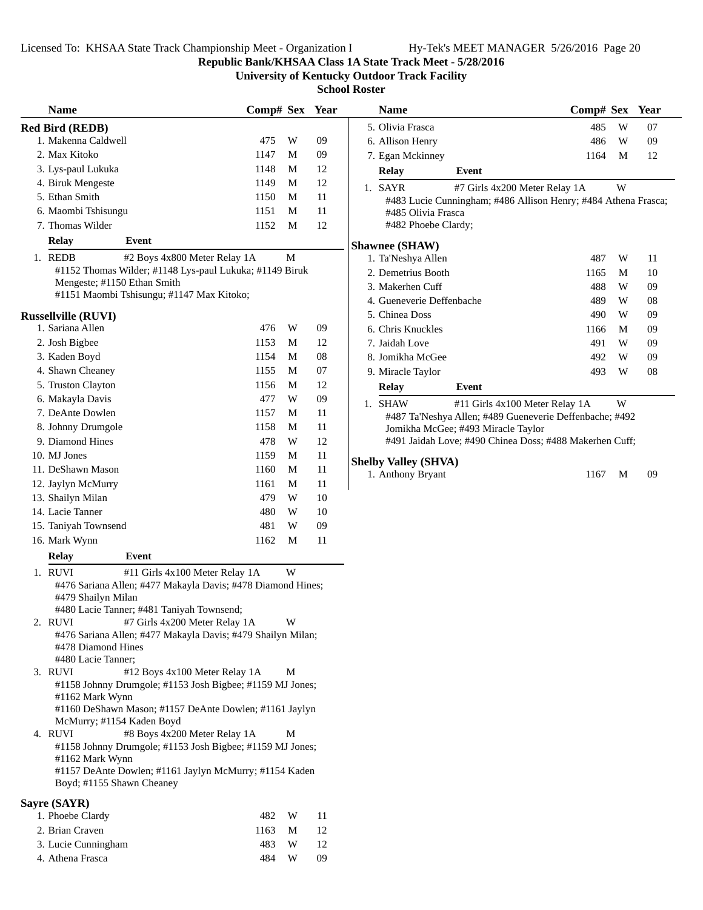**Republic Bank/KHSAA Class 1A State Track Meet - 5/28/2016**

**University of Kentucky Outdoor Track Facility**

**School Roster**

### Red Bird (REDB)

| Name | Comp# | Sex | Year |
|---|---|---|---|
| 1. Makenna Caldwell | 475 | W | 09 |
| 2. Max Kitoko | 1147 | M | 09 |
| 3. Lys-paul Lukuka | 1148 | M | 12 |
| 4. Biruk Mengeste | 1149 | M | 12 |
| 5. Ethan Smith | 1150 | M | 11 |
| 6. Maombi Tshisungu | 1151 | M | 11 |
| 7. Thomas Wilder | 1152 | M | 12 |

| Relay | Event | |
|---|---|---|
| 1. REDB | #2 Boys 4x800 Meter Relay 1A | M |

#1152 Thomas Wilder; #1148 Lys-paul Lukuka; #1149 Biruk Mengeste; #1150 Ethan Smith
#1151 Maombi Tshisungu; #1147 Max Kitoko;

### Russellville (RUVI)

| Name | Comp# | Sex | Year |
|---|---|---|---|
| 1. Sariana Allen | 476 | W | 09 |
| 2. Josh Bigbee | 1153 | M | 12 |
| 3. Kaden Boyd | 1154 | M | 08 |
| 4. Shawn Cheaney | 1155 | M | 07 |
| 5. Truston Clayton | 1156 | M | 12 |
| 6. Makayla Davis | 477 | W | 09 |
| 7. DeAnte Dowlen | 1157 | M | 11 |
| 8. Johnny Drumgole | 1158 | M | 11 |
| 9. Diamond Hines | 478 | W | 12 |
| 10. MJ Jones | 1159 | M | 11 |
| 11. DeShawn Mason | 1160 | M | 11 |
| 12. Jaylyn McMurry | 1161 | M | 11 |
| 13. Shailyn Milan | 479 | W | 10 |
| 14. Lacie Tanner | 480 | W | 10 |
| 15. Taniyah Townsend | 481 | W | 09 |
| 16. Mark Wynn | 1162 | M | 11 |

| Relay | Event | |
|---|---|---|
| 1. RUVI | #11 Girls 4x100 Meter Relay 1A | W |

#476 Sariana Allen; #477 Makayla Davis; #478 Diamond Hines; #479 Shailyn Milan
#480 Lacie Tanner; #481 Taniyah Townsend;

| Relay | Event | |
|---|---|---|
| 2. RUVI | #7 Girls 4x200 Meter Relay 1A | W |

#476 Sariana Allen; #477 Makayla Davis; #479 Shailyn Milan; #478 Diamond Hines
#480 Lacie Tanner;

| Relay | Event | |
|---|---|---|
| 3. RUVI | #12 Boys 4x100 Meter Relay 1A | M |

#1158 Johnny Drumgole; #1153 Josh Bigbee; #1159 MJ Jones; #1162 Mark Wynn
#1160 DeShawn Mason; #1157 DeAnte Dowlen; #1161 Jaylyn McMurry; #1154 Kaden Boyd

| Relay | Event | |
|---|---|---|
| 4. RUVI | #8 Boys 4x200 Meter Relay 1A | M |

#1158 Johnny Drumgole; #1153 Josh Bigbee; #1159 MJ Jones; #1162 Mark Wynn
#1157 DeAnte Dowlen; #1161 Jaylyn McMurry; #1154 Kaden Boyd; #1155 Shawn Cheaney

### Sayre (SAYR)

| Name | Comp# | Sex | Year |
|---|---|---|---|
| 1. Phoebe Clardy | 482 | W | 11 |
| 2. Brian Craven | 1163 | M | 12 |
| 3. Lucie Cunningham | 483 | W | 12 |
| 4. Athena Frasca | 484 | W | 09 |
| 5. Olivia Frasca | 485 | W | 07 |
| 6. Allison Henry | 486 | W | 09 |
| 7. Egan Mckinney | 1164 | M | 12 |

| Relay | Event | |
|---|---|---|
| 1. SAYR | #7 Girls 4x200 Meter Relay 1A | W |

#483 Lucie Cunningham; #486 Allison Henry; #484 Athena Frasca; #485 Olivia Frasca
#482 Phoebe Clardy;

### Shawnee (SHAW)

| Name | Comp# | Sex | Year |
|---|---|---|---|
| 1. Ta'Neshya Allen | 487 | W | 11 |
| 2. Demetrius Booth | 1165 | M | 10 |
| 3. Makerhen Cuff | 488 | W | 09 |
| 4. Gueneverie Deffenbache | 489 | W | 08 |
| 5. Chinea Doss | 490 | W | 09 |
| 6. Chris Knuckles | 1166 | M | 09 |
| 7. Jaidah Love | 491 | W | 09 |
| 8. Jomikha McGee | 492 | W | 09 |
| 9. Miracle Taylor | 493 | W | 08 |

| Relay | Event | |
|---|---|---|
| 1. SHAW | #11 Girls 4x100 Meter Relay 1A | W |

#487 Ta'Neshya Allen; #489 Gueneverie Deffenbache; #492 Jomikha McGee; #493 Miracle Taylor
#491 Jaidah Love; #490 Chinea Doss; #488 Makerhen Cuff;

### Shelby Valley (SHVA)

| Name | Comp# | Sex | Year |
|---|---|---|---|
| 1. Anthony Bryant | 1167 | M | 09 |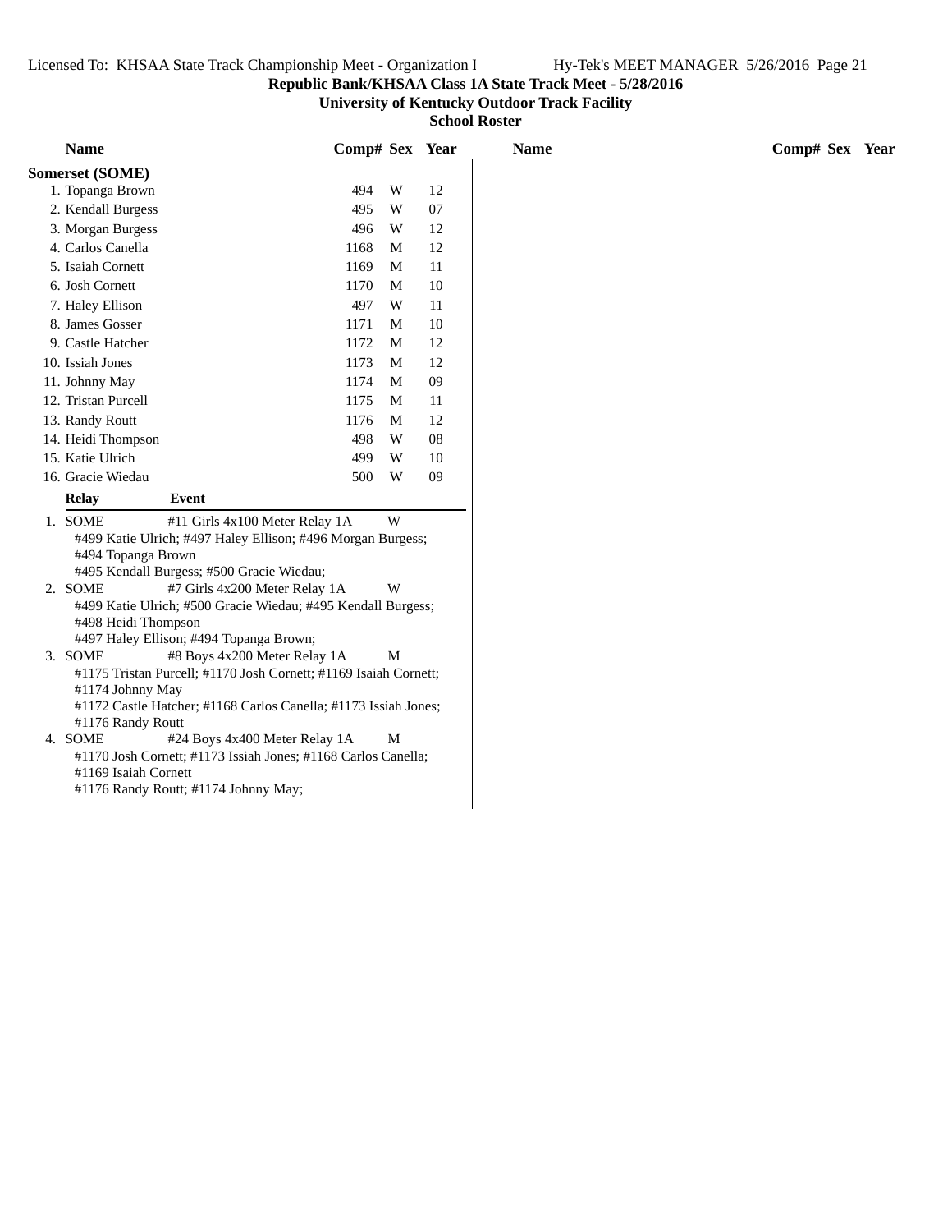**Republic Bank/KHSAA Class 1A State Track Meet - 5/28/2016**

**University of Kentucky Outdoor Track Facility**

**School Roster**

| Name | Comp# | Sex | Year |
|---|---|---|---|
| **Somerset (SOME)** | | | |
| 1. Topanga Brown | 494 | W | 12 |
| 2. Kendall Burgess | 495 | W | 07 |
| 3. Morgan Burgess | 496 | W | 12 |
| 4. Carlos Canella | 1168 | M | 12 |
| 5. Isaiah Cornett | 1169 | M | 11 |
| 6. Josh Cornett | 1170 | M | 10 |
| 7. Haley Ellison | 497 | W | 11 |
| 8. James Gosser | 1171 | M | 10 |
| 9. Castle Hatcher | 1172 | M | 12 |
| 10. Issiah Jones | 1173 | M | 12 |
| 11. Johnny May | 1174 | M | 09 |
| 12. Tristan Purcell | 1175 | M | 11 |
| 13. Randy Routt | 1176 | M | 12 |
| 14. Heidi Thompson | 498 | W | 08 |
| 15. Katie Ulrich | 499 | W | 10 |
| 16. Gracie Wiedau | 500 | W | 09 |

| Relay | Event | |
|---|---|---|
| 1. SOME | #11 Girls 4x100 Meter Relay 1A | W |
| | #499 Katie Ulrich; #497 Haley Ellison; #496 Morgan Burgess; #494 Topanga Brown<br>#495 Kendall Burgess; #500 Gracie Wiedau; | |
| 2. SOME | #7 Girls 4x200 Meter Relay 1A | W |
| | #499 Katie Ulrich; #500 Gracie Wiedau; #495 Kendall Burgess; #498 Heidi Thompson<br>#497 Haley Ellison; #494 Topanga Brown; | |
| 3. SOME | #8 Boys 4x200 Meter Relay 1A | M |
| | #1175 Tristan Purcell; #1170 Josh Cornett; #1169 Isaiah Cornett; #1174 Johnny May<br>#1172 Castle Hatcher; #1168 Carlos Canella; #1173 Issiah Jones; #1176 Randy Routt | |
| 4. SOME | #24 Boys 4x400 Meter Relay 1A | M |
| | #1170 Josh Cornett; #1173 Issiah Jones; #1168 Carlos Canella; #1169 Isaiah Cornett<br>#1176 Randy Routt; #1174 Johnny May; | |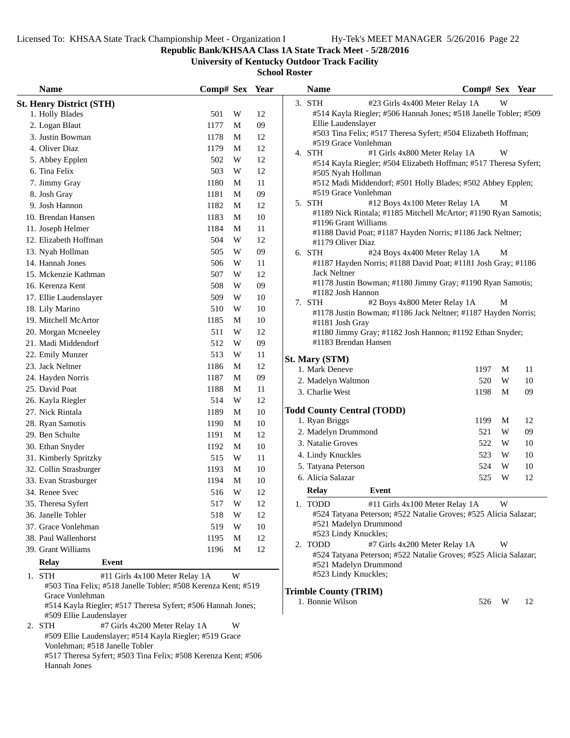# Republic Bank/KHSAA Class 1A State Track Meet - 5/28/2016

## University of Kentucky Outdoor Track Facility

### School Roster

**St. Henry District (STH)**

| Name | Comp# | Sex | Year |
|---|---|---|---|
| 1. Holly Blades | 501 | W | 12 |
| 2. Logan Blaut | 1177 | M | 09 |
| 3. Justin Bowman | 1178 | M | 12 |
| 4. Oliver Diaz | 1179 | M | 12 |
| 5. Abbey Epplen | 502 | W | 12 |
| 6. Tina Felix | 503 | W | 12 |
| 7. Jimmy Gray | 1180 | M | 11 |
| 8. Josh Gray | 1181 | M | 09 |
| 9. Josh Hannon | 1182 | M | 12 |
| 10. Brendan Hansen | 1183 | M | 10 |
| 11. Joseph Helmer | 1184 | M | 11 |
| 12. Elizabeth Hoffman | 504 | W | 12 |
| 13. Nyah Hollman | 505 | W | 09 |
| 14. Hannah Jones | 506 | W | 11 |
| 15. Mckenzie Kathman | 507 | W | 12 |
| 16. Kerenza Kent | 508 | W | 09 |
| 17. Ellie Laudenslayer | 509 | W | 10 |
| 18. Lily Marino | 510 | W | 10 |
| 19. Mitchell McArtor | 1185 | M | 10 |
| 20. Morgan Mcneeley | 511 | W | 12 |
| 21. Madi Middendorf | 512 | W | 09 |
| 22. Emily Munzer | 513 | W | 11 |
| 23. Jack Neltner | 1186 | M | 12 |
| 24. Hayden Norris | 1187 | M | 09 |
| 25. David Poat | 1188 | M | 11 |
| 26. Kayla Riegler | 514 | W | 12 |
| 27. Nick Rintala | 1189 | M | 10 |
| 28. Ryan Samotis | 1190 | M | 10 |
| 29. Ben Schulte | 1191 | M | 12 |
| 30. Ethan Snyder | 1192 | M | 10 |
| 31. Kimberly Spritzky | 515 | W | 11 |
| 32. Collin Strasburger | 1193 | M | 10 |
| 33. Evan Strasburger | 1194 | M | 10 |
| 34. Renee Svec | 516 | W | 12 |
| 35. Theresa Syfert | 517 | W | 12 |
| 36. Janelle Tobler | 518 | W | 12 |
| 37. Grace Vonlehman | 519 | W | 10 |
| 38. Paul Wallenhorst | 1195 | M | 12 |
| 39. Grant Williams | 1196 | M | 12 |

| Relay | Event | Sex |
|---|---|---|
| 1. STH | #11 Girls 4x100 Meter Relay 1A | W |
| | #503 Tina Felix; #518 Janelle Tobler; #508 Kerenza Kent; #519 Grace Vonlehman; #514 Kayla Riegler; #517 Theresa Syfert; #506 Hannah Jones; #509 Ellie Laudenslayer | |
| 2. STH | #7 Girls 4x200 Meter Relay 1A | W |
| | #509 Ellie Laudenslayer; #514 Kayla Riegler; #519 Grace Vonlehman; #518 Janelle Tobler; #517 Theresa Syfert; #503 Tina Felix; #508 Kerenza Kent; #506 Hannah Jones | |
| 3. STH | #23 Girls 4x400 Meter Relay 1A | W |
| | #514 Kayla Riegler; #506 Hannah Jones; #518 Janelle Tobler; #509 Ellie Laudenslayer; #503 Tina Felix; #517 Theresa Syfert; #504 Elizabeth Hoffman; #519 Grace Vonlehman | |
| 4. STH | #1 Girls 4x800 Meter Relay 1A | W |
| | #514 Kayla Riegler; #504 Elizabeth Hoffman; #517 Theresa Syfert; #505 Nyah Hollman; #512 Madi Middendorf; #501 Holly Blades; #502 Abbey Epplen; #519 Grace Vonlehman | |
| 5. STH | #12 Boys 4x100 Meter Relay 1A | M |
| | #1189 Nick Rintala; #1185 Mitchell McArtor; #1190 Ryan Samotis; #1196 Grant Williams; #1188 David Poat; #1187 Hayden Norris; #1186 Jack Neltner; #1179 Oliver Diaz | |
| 6. STH | #24 Boys 4x400 Meter Relay 1A | M |
| | #1187 Hayden Norris; #1188 David Poat; #1181 Josh Gray; #1186 Jack Neltner; #1178 Justin Bowman; #1180 Jimmy Gray; #1190 Ryan Samotis; #1182 Josh Hannon | |
| 7. STH | #2 Boys 4x800 Meter Relay 1A | M |
| | #1178 Justin Bowman; #1186 Jack Neltner; #1187 Hayden Norris; #1181 Josh Gray; #1180 Jimmy Gray; #1182 Josh Hannon; #1192 Ethan Snyder; #1183 Brendan Hansen | |

**St. Mary (STM)**

| Name | Comp# | Sex | Year |
|---|---|---|---|
| 1. Mark Deneve | 1197 | M | 11 |
| 2. Madelyn Waltmon | 520 | W | 10 |
| 3. Charlie West | 1198 | M | 09 |

**Todd County Central (TODD)**

| Name | Comp# | Sex | Year |
|---|---|---|---|
| 1. Ryan Briggs | 1199 | M | 12 |
| 2. Madelyn Drummond | 521 | W | 09 |
| 3. Natalie Groves | 522 | W | 10 |
| 4. Lindy Knuckles | 523 | W | 10 |
| 5. Tatyana Peterson | 524 | W | 10 |
| 6. Alicia Salazar | 525 | W | 12 |

| Relay | Event | Sex |
|---|---|---|
| 1. TODD | #11 Girls 4x100 Meter Relay 1A | W |
| | #524 Tatyana Peterson; #522 Natalie Groves; #525 Alicia Salazar; #521 Madelyn Drummond; #523 Lindy Knuckles; | |
| 2. TODD | #7 Girls 4x200 Meter Relay 1A | W |
| | #524 Tatyana Peterson; #522 Natalie Groves; #525 Alicia Salazar; #521 Madelyn Drummond; #523 Lindy Knuckles; | |

**Trimble County (TRIM)**

| Name | Comp# | Sex | Year |
|---|---|---|---|
| 1. Bonnie Wilson | 526 | W | 12 |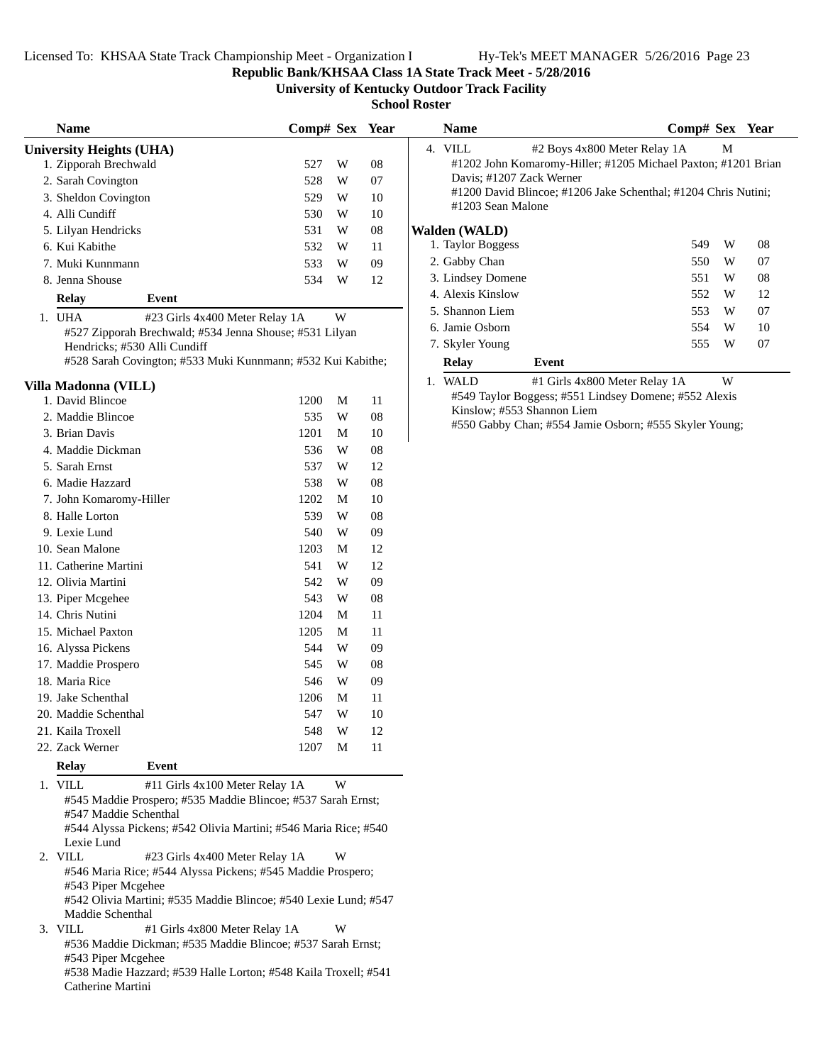**Republic Bank/KHSAA Class 1A State Track Meet - 5/28/2016**

**University of Kentucky Outdoor Track Facility**

**School Roster**

## University Heights (UHA)

| Name | Comp# | Sex | Year |
|---|---|---|---|
| 1. Zipporah Brechwald | 527 | W | 08 |
| 2. Sarah Covington | 528 | W | 07 |
| 3. Sheldon Covington | 529 | W | 10 |
| 4. Alli Cundiff | 530 | W | 10 |
| 5. Lilyan Hendricks | 531 | W | 08 |
| 6. Kui Kabithe | 532 | W | 11 |
| 7. Muki Kunnmann | 533 | W | 09 |
| 8. Jenna Shouse | 534 | W | 12 |

| Relay | Event | |
|---|---|---|
| 1. UHA | #23 Girls 4x400 Meter Relay 1A | W |

#527 Zipporah Brechwald; #534 Jenna Shouse; #531 Lilyan Hendricks; #530 Alli Cundiff
#528 Sarah Covington; #533 Muki Kunnmann; #532 Kui Kabithe;

## Villa Madonna (VILL)

| Name | Comp# | Sex | Year |
|---|---|---|---|
| 1. David Blincoe | 1200 | M | 11 |
| 2. Maddie Blincoe | 535 | W | 08 |
| 3. Brian Davis | 1201 | M | 10 |
| 4. Maddie Dickman | 536 | W | 08 |
| 5. Sarah Ernst | 537 | W | 12 |
| 6. Madie Hazzard | 538 | W | 08 |
| 7. John Komaromy-Hiller | 1202 | M | 10 |
| 8. Halle Lorton | 539 | W | 08 |
| 9. Lexie Lund | 540 | W | 09 |
| 10. Sean Malone | 1203 | M | 12 |
| 11. Catherine Martini | 541 | W | 12 |
| 12. Olivia Martini | 542 | W | 09 |
| 13. Piper Mcgehee | 543 | W | 08 |
| 14. Chris Nutini | 1204 | M | 11 |
| 15. Michael Paxton | 1205 | M | 11 |
| 16. Alyssa Pickens | 544 | W | 09 |
| 17. Maddie Prospero | 545 | W | 08 |
| 18. Maria Rice | 546 | W | 09 |
| 19. Jake Schenthal | 1206 | M | 11 |
| 20. Maddie Schenthal | 547 | W | 10 |
| 21. Kaila Troxell | 548 | W | 12 |
| 22. Zack Werner | 1207 | M | 11 |

| Relay | Event | |
|---|---|---|
| 1. VILL | #11 Girls 4x100 Meter Relay 1A | W |

#545 Maddie Prospero; #535 Maddie Blincoe; #537 Sarah Ernst; #547 Maddie Schenthal
#544 Alyssa Pickens; #542 Olivia Martini; #546 Maria Rice; #540 Lexie Lund

| Relay | Event | |
|---|---|---|
| 2. VILL | #23 Girls 4x400 Meter Relay 1A | W |

#546 Maria Rice; #544 Alyssa Pickens; #545 Maddie Prospero; #543 Piper Mcgehee
#542 Olivia Martini; #535 Maddie Blincoe; #540 Lexie Lund; #547 Maddie Schenthal

| Relay | Event | |
|---|---|---|
| 3. VILL | #1 Girls 4x800 Meter Relay 1A | W |

#536 Maddie Dickman; #535 Maddie Blincoe; #537 Sarah Ernst; #543 Piper Mcgehee
#538 Madie Hazzard; #539 Halle Lorton; #548 Kaila Troxell; #541 Catherine Martini

| Relay | Event | |
|---|---|---|
| 4. VILL | #2 Boys 4x800 Meter Relay 1A | M |

#1202 John Komaromy-Hiller; #1205 Michael Paxton; #1201 Brian Davis; #1207 Zack Werner
#1200 David Blincoe; #1206 Jake Schenthal; #1204 Chris Nutini; #1203 Sean Malone

## Walden (WALD)

| Name | Comp# | Sex | Year |
|---|---|---|---|
| 1. Taylor Boggess | 549 | W | 08 |
| 2. Gabby Chan | 550 | W | 07 |
| 3. Lindsey Domene | 551 | W | 08 |
| 4. Alexis Kinslow | 552 | W | 12 |
| 5. Shannon Liem | 553 | W | 07 |
| 6. Jamie Osborn | 554 | W | 10 |
| 7. Skyler Young | 555 | W | 07 |

| Relay | Event | |
|---|---|---|
| 1. WALD | #1 Girls 4x800 Meter Relay 1A | W |

#549 Taylor Boggess; #551 Lindsey Domene; #552 Alexis Kinslow; #553 Shannon Liem
#550 Gabby Chan; #554 Jamie Osborn; #555 Skyler Young;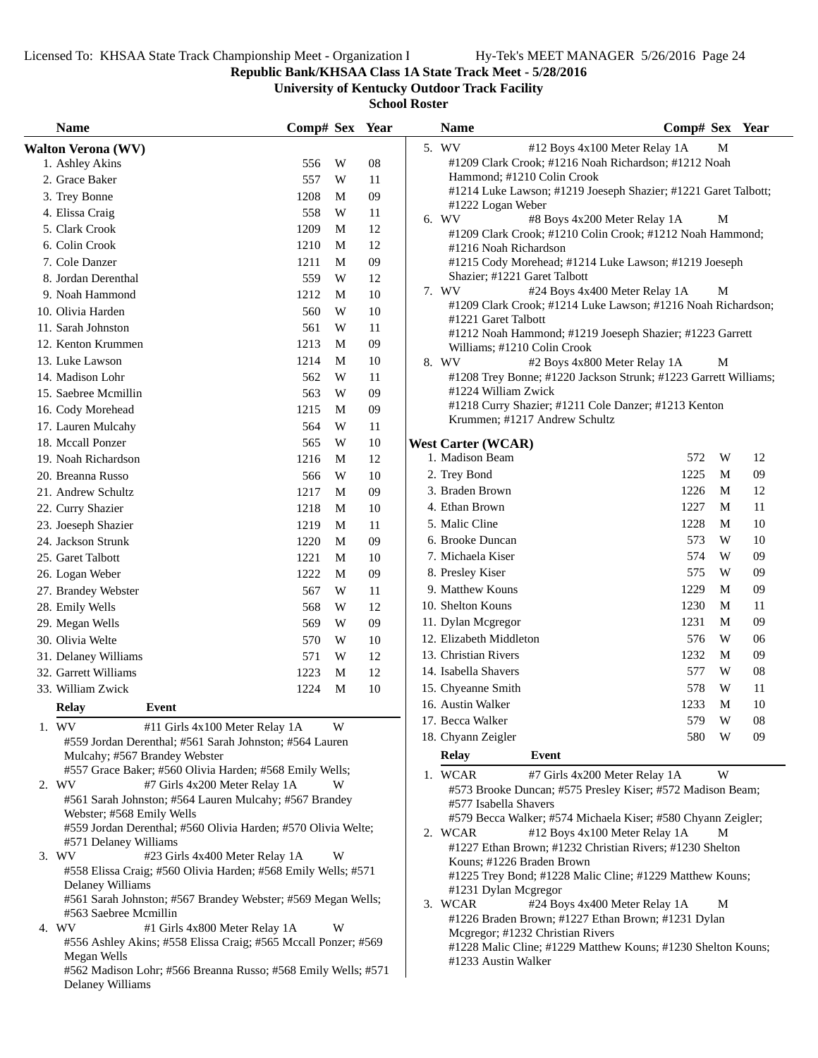Republic Bank/KHSAA Class 1A State Track Meet - 5/28/2016

University of Kentucky Outdoor Track Facility

School Roster

## Walton Verona (WV)

| Name | Comp# | Sex | Year |
|---|---|---|---|
| 1. Ashley Akins | 556 | W | 08 |
| 2. Grace Baker | 557 | W | 11 |
| 3. Trey Bonne | 1208 | M | 09 |
| 4. Elissa Craig | 558 | W | 11 |
| 5. Clark Crook | 1209 | M | 12 |
| 6. Colin Crook | 1210 | M | 12 |
| 7. Cole Danzer | 1211 | M | 09 |
| 8. Jordan Derenthal | 559 | W | 12 |
| 9. Noah Hammond | 1212 | M | 10 |
| 10. Olivia Harden | 560 | W | 10 |
| 11. Sarah Johnston | 561 | W | 11 |
| 12. Kenton Krummen | 1213 | M | 09 |
| 13. Luke Lawson | 1214 | M | 10 |
| 14. Madison Lohr | 562 | W | 11 |
| 15. Saebree Mcmillin | 563 | W | 09 |
| 16. Cody Morehead | 1215 | M | 09 |
| 17. Lauren Mulcahy | 564 | W | 11 |
| 18. Mccall Ponzer | 565 | W | 10 |
| 19. Noah Richardson | 1216 | M | 12 |
| 20. Breanna Russo | 566 | W | 10 |
| 21. Andrew Schultz | 1217 | M | 09 |
| 22. Curry Shazier | 1218 | M | 10 |
| 23. Joeseph Shazier | 1219 | M | 11 |
| 24. Jackson Strunk | 1220 | M | 09 |
| 25. Garet Talbott | 1221 | M | 10 |
| 26. Logan Weber | 1222 | M | 09 |
| 27. Brandey Webster | 567 | W | 11 |
| 28. Emily Wells | 568 | W | 12 |
| 29. Megan Wells | 569 | W | 09 |
| 30. Olivia Welte | 570 | W | 10 |
| 31. Delaney Williams | 571 | W | 12 |
| 32. Garrett Williams | 1223 | M | 12 |
| 33. William Zwick | 1224 | M | 10 |

| Relay | Event | Sex |
|---|---|---|
| 1. WV | #11 Girls 4x100 Meter Relay 1A | W |

#559 Jordan Derenthal; #561 Sarah Johnston; #564 Lauren Mulcahy; #567 Brandey Webster
#557 Grace Baker; #560 Olivia Harden; #568 Emily Wells;

| Relay | Event | Sex |
|---|---|---|
| 2. WV | #7 Girls 4x200 Meter Relay 1A | W |

#561 Sarah Johnston; #564 Lauren Mulcahy; #567 Brandey Webster; #568 Emily Wells
#559 Jordan Derenthal; #560 Olivia Harden; #570 Olivia Welte; #571 Delaney Williams

| Relay | Event | Sex |
|---|---|---|
| 3. WV | #23 Girls 4x400 Meter Relay 1A | W |

#558 Elissa Craig; #560 Olivia Harden; #568 Emily Wells; #571 Delaney Williams
#561 Sarah Johnston; #567 Brandey Webster; #569 Megan Wells; #563 Saebree Mcmillin

| Relay | Event | Sex |
|---|---|---|
| 4. WV | #1 Girls 4x800 Meter Relay 1A | W |

#556 Ashley Akins; #558 Elissa Craig; #565 Mccall Ponzer; #569 Megan Wells
#562 Madison Lohr; #566 Breanna Russo; #568 Emily Wells; #571 Delaney Williams

| Relay | Event | Sex |
|---|---|---|
| 5. WV | #12 Boys 4x100 Meter Relay 1A | M |

#1209 Clark Crook; #1216 Noah Richardson; #1212 Noah Hammond; #1210 Colin Crook
#1214 Luke Lawson; #1219 Joeseph Shazier; #1221 Garet Talbott; #1222 Logan Weber

| Relay | Event | Sex |
|---|---|---|
| 6. WV | #8 Boys 4x200 Meter Relay 1A | M |

#1209 Clark Crook; #1210 Colin Crook; #1212 Noah Hammond; #1216 Noah Richardson
#1215 Cody Morehead; #1214 Luke Lawson; #1219 Joeseph Shazier; #1221 Garet Talbott

| Relay | Event | Sex |
|---|---|---|
| 7. WV | #24 Boys 4x400 Meter Relay 1A | M |

#1209 Clark Crook; #1214 Luke Lawson; #1216 Noah Richardson; #1221 Garet Talbott
#1212 Noah Hammond; #1219 Joeseph Shazier; #1223 Garrett Williams; #1210 Colin Crook

| Relay | Event | Sex |
|---|---|---|
| 8. WV | #2 Boys 4x800 Meter Relay 1A | M |

#1208 Trey Bonne; #1220 Jackson Strunk; #1223 Garrett Williams; #1224 William Zwick
#1218 Curry Shazier; #1211 Cole Danzer; #1213 Kenton Krummen; #1217 Andrew Schultz

## West Carter (WCAR)

| Name | Comp# | Sex | Year |
|---|---|---|---|
| 1. Madison Beam | 572 | W | 12 |
| 2. Trey Bond | 1225 | M | 09 |
| 3. Braden Brown | 1226 | M | 12 |
| 4. Ethan Brown | 1227 | M | 11 |
| 5. Malic Cline | 1228 | M | 10 |
| 6. Brooke Duncan | 573 | W | 10 |
| 7. Michaela Kiser | 574 | W | 09 |
| 8. Presley Kiser | 575 | W | 09 |
| 9. Matthew Kouns | 1229 | M | 09 |
| 10. Shelton Kouns | 1230 | M | 11 |
| 11. Dylan Mcgregor | 1231 | M | 09 |
| 12. Elizabeth Middleton | 576 | W | 06 |
| 13. Christian Rivers | 1232 | M | 09 |
| 14. Isabella Shavers | 577 | W | 08 |
| 15. Chyeanne Smith | 578 | W | 11 |
| 16. Austin Walker | 1233 | M | 10 |
| 17. Becca Walker | 579 | W | 08 |
| 18. Chyann Zeigler | 580 | W | 09 |

| Relay | Event | Sex |
|---|---|---|
| 1. WCAR | #7 Girls 4x200 Meter Relay 1A | W |

#573 Brooke Duncan; #575 Presley Kiser; #572 Madison Beam; #577 Isabella Shavers
#579 Becca Walker; #574 Michaela Kiser; #580 Chyann Zeigler;

| Relay | Event | Sex |
|---|---|---|
| 2. WCAR | #12 Boys 4x100 Meter Relay 1A | M |

#1227 Ethan Brown; #1232 Christian Rivers; #1230 Shelton Kouns; #1226 Braden Brown
#1225 Trey Bond; #1228 Malic Cline; #1229 Matthew Kouns; #1231 Dylan Mcgregor

| Relay | Event | Sex |
|---|---|---|
| 3. WCAR | #24 Boys 4x400 Meter Relay 1A | M |

#1226 Braden Brown; #1227 Ethan Brown; #1231 Dylan Mcgregor; #1232 Christian Rivers
#1228 Malic Cline; #1229 Matthew Kouns; #1230 Shelton Kouns; #1233 Austin Walker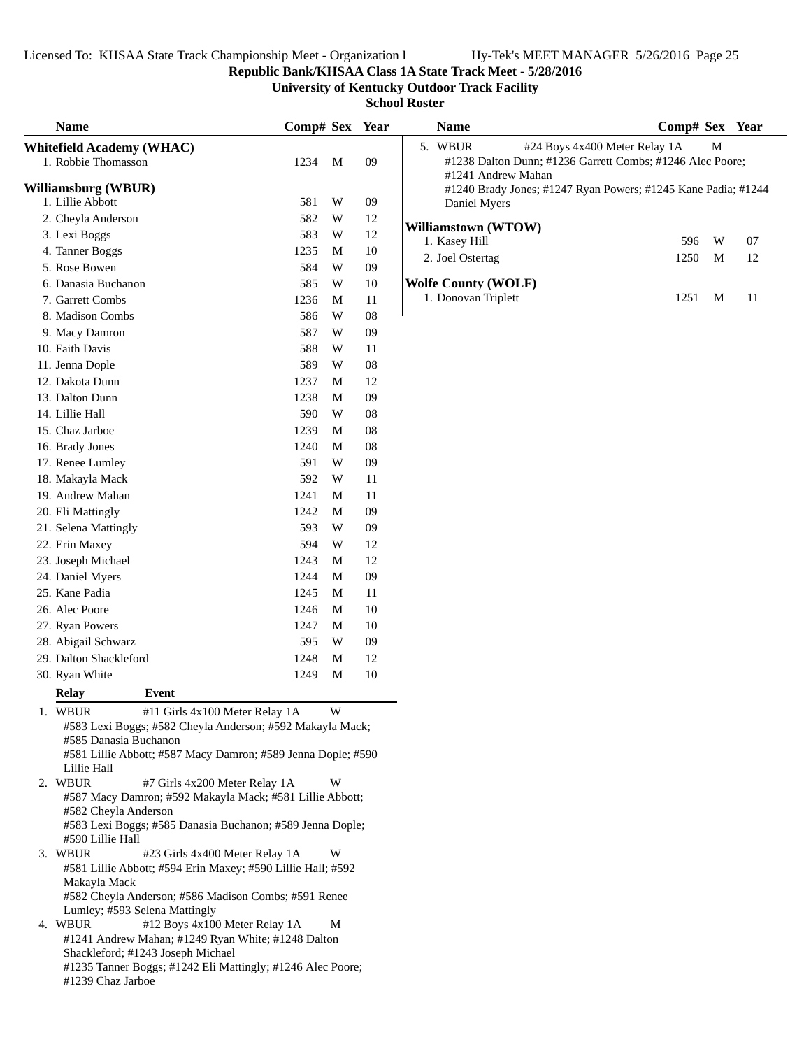**Republic Bank/KHSAA Class 1A State Track Meet - 5/28/2016**

**University of Kentucky Outdoor Track Facility**

**School Roster**

### Whitefield Academy (WHAC)

| Name | Comp# | Sex | Year |
|---|---|---|---|
| 1. Robbie Thomasson | 1234 | M | 09 |

### Williamsburg (WBUR)

| Name | Comp# | Sex | Year |
|---|---|---|---|
| 1. Lillie Abbott | 581 | W | 09 |
| 2. Cheyla Anderson | 582 | W | 12 |
| 3. Lexi Boggs | 583 | W | 12 |
| 4. Tanner Boggs | 1235 | M | 10 |
| 5. Rose Bowen | 584 | W | 09 |
| 6. Danasia Buchanon | 585 | W | 10 |
| 7. Garrett Combs | 1236 | M | 11 |
| 8. Madison Combs | 586 | W | 08 |
| 9. Macy Damron | 587 | W | 09 |
| 10. Faith Davis | 588 | W | 11 |
| 11. Jenna Dople | 589 | W | 08 |
| 12. Dakota Dunn | 1237 | M | 12 |
| 13. Dalton Dunn | 1238 | M | 09 |
| 14. Lillie Hall | 590 | W | 08 |
| 15. Chaz Jarboe | 1239 | M | 08 |
| 16. Brady Jones | 1240 | M | 08 |
| 17. Renee Lumley | 591 | W | 09 |
| 18. Makayla Mack | 592 | W | 11 |
| 19. Andrew Mahan | 1241 | M | 11 |
| 20. Eli Mattingly | 1242 | M | 09 |
| 21. Selena Mattingly | 593 | W | 09 |
| 22. Erin Maxey | 594 | W | 12 |
| 23. Joseph Michael | 1243 | M | 12 |
| 24. Daniel Myers | 1244 | M | 09 |
| 25. Kane Padia | 1245 | M | 11 |
| 26. Alec Poore | 1246 | M | 10 |
| 27. Ryan Powers | 1247 | M | 10 |
| 28. Abigail Schwarz | 595 | W | 09 |
| 29. Dalton Shackleford | 1248 | M | 12 |
| 30. Ryan White | 1249 | M | 10 |

| Relay | Event | Sex |
|---|---|---|
| 1. WBUR | #11 Girls 4x100 Meter Relay 1A | W |

#583 Lexi Boggs; #582 Cheyla Anderson; #592 Makayla Mack; #585 Danasia Buchanon
#581 Lillie Abbott; #587 Macy Damron; #589 Jenna Dople; #590 Lillie Hall

| Relay | Event | Sex |
|---|---|---|
| 2. WBUR | #7 Girls 4x200 Meter Relay 1A | W |

#587 Macy Damron; #592 Makayla Mack; #581 Lillie Abbott; #582 Cheyla Anderson
#583 Lexi Boggs; #585 Danasia Buchanon; #589 Jenna Dople; #590 Lillie Hall

| Relay | Event | Sex |
|---|---|---|
| 3. WBUR | #23 Girls 4x400 Meter Relay 1A | W |

#581 Lillie Abbott; #594 Erin Maxey; #590 Lillie Hall; #592 Makayla Mack
#582 Cheyla Anderson; #586 Madison Combs; #591 Renee Lumley; #593 Selena Mattingly

| Relay | Event | Sex |
|---|---|---|
| 4. WBUR | #12 Boys 4x100 Meter Relay 1A | M |

#1241 Andrew Mahan; #1249 Ryan White; #1248 Dalton Shackleford; #1243 Joseph Michael
#1235 Tanner Boggs; #1242 Eli Mattingly; #1246 Alec Poore; #1239 Chaz Jarboe

| Relay | Event | Sex |
|---|---|---|
| 5. WBUR | #24 Boys 4x400 Meter Relay 1A | M |

#1238 Dalton Dunn; #1236 Garrett Combs; #1246 Alec Poore; #1241 Andrew Mahan
#1240 Brady Jones; #1247 Ryan Powers; #1245 Kane Padia; #1244 Daniel Myers

### Williamstown (WTOW)

| Name | Comp# | Sex | Year |
|---|---|---|---|
| 1. Kasey Hill | 596 | W | 07 |
| 2. Joel Ostertag | 1250 | M | 12 |

### Wolfe County (WOLF)

| Name | Comp# | Sex | Year |
|---|---|---|---|
| 1. Donovan Triplett | 1251 | M | 11 |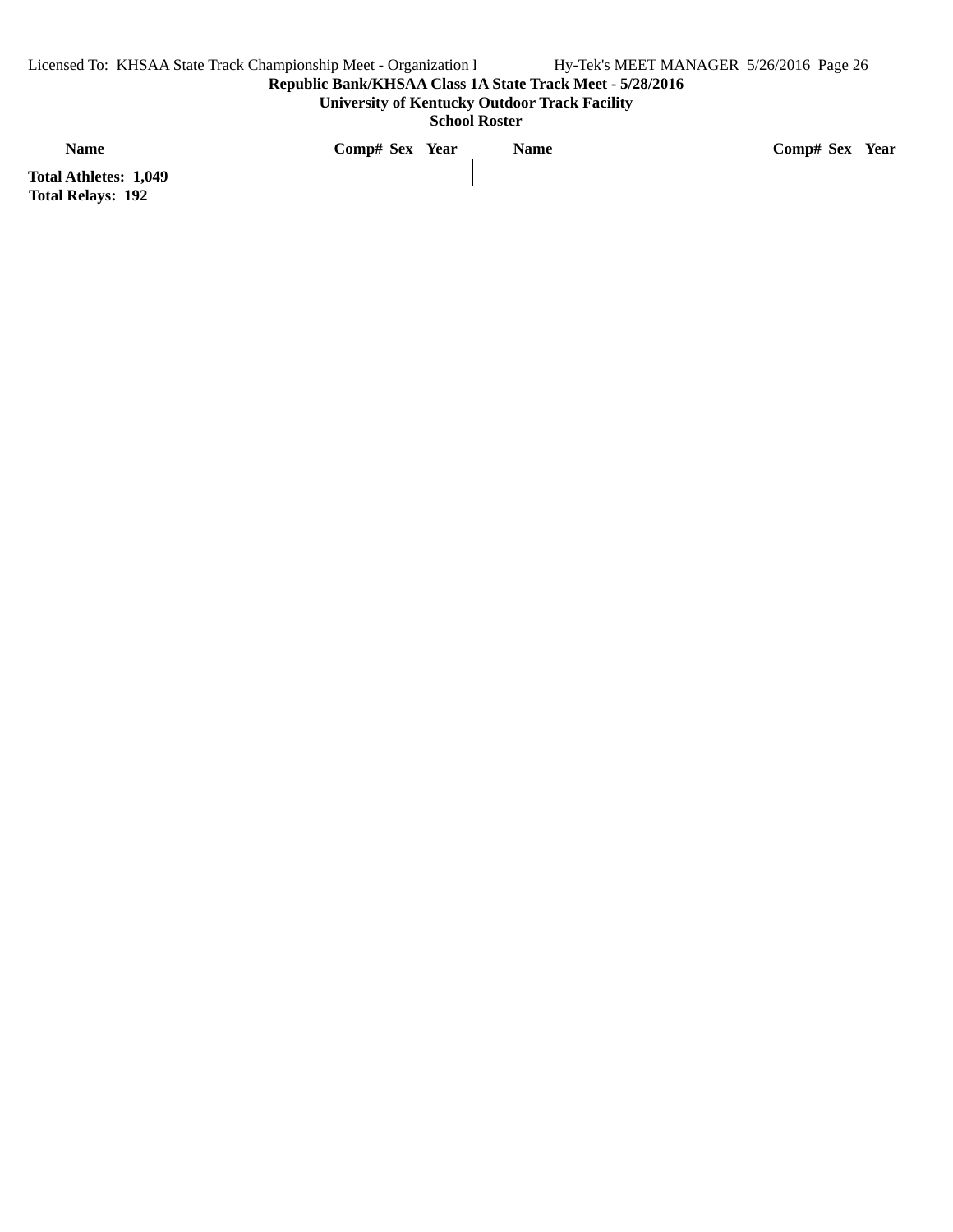Republic Bank/KHSAA Class 1A State Track Meet - 5/28/2016

University of Kentucky Outdoor Track Facility

School Roster

| Name | Comp# | Sex | Year | Name | Comp# | Sex | Year |
|---|---|---|---|---|---|---|---|

**Total Athletes: 1,049**

**Total Relays: 192**